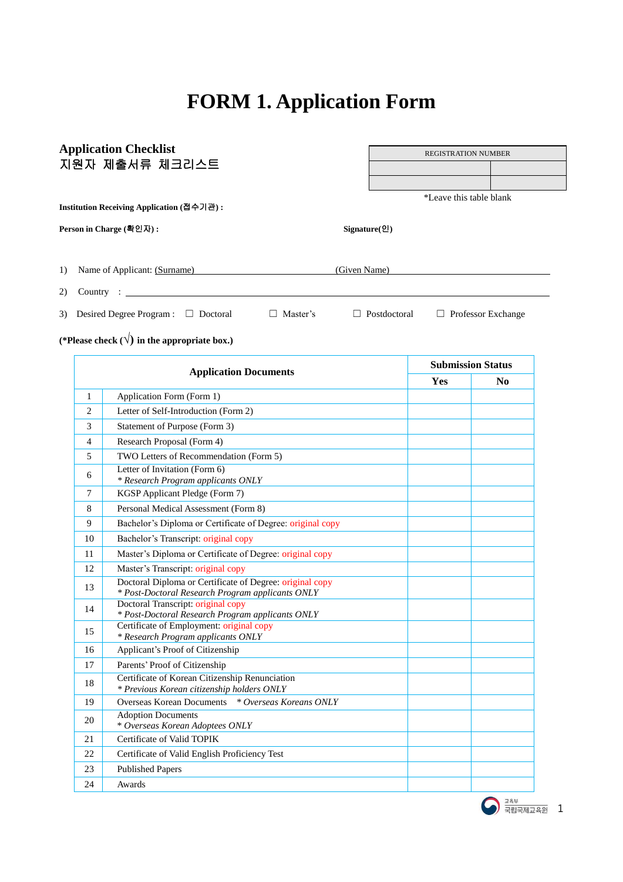# FORM 1. Application Form

## Application Checklist
## 지원자 제출서류 체크리스트

| REGISTRATION NUMBER | |
|---|---|
| | |
| | |

*Leave this table blank

**Institution Receiving Application (접수기관) :**

**Person in Charge (확인자) :** **Signature(인)**

1) Name of Applicant: (Surname) ____________________ (Given Name) ____________________

2) Country : ____________________

3) Desired Degree Program : ☐ Doctoral ☐ Master's ☐ Postdoctoral ☐ Professor Exchange

**(*Please check (√) in the appropriate box.)**

| | Application Documents | Submission Status | |
|---|---|---|---|
| | | **Yes** | **No** |
| 1 | Application Form (Form 1) | | |
| 2 | Letter of Self-Introduction (Form 2) | | |
| 3 | Statement of Purpose (Form 3) | | |
| 4 | Research Proposal (Form 4) | | |
| 5 | TWO Letters of Recommendation (Form 5) | | |
| 6 | Letter of Invitation (Form 6)<br>*\* Research Program applicants ONLY* | | |
| 7 | KGSP Applicant Pledge (Form 7) | | |
| 8 | Personal Medical Assessment (Form 8) | | |
| 9 | Bachelor's Diploma or Certificate of Degree: original copy | | |
| 10 | Bachelor's Transcript: original copy | | |
| 11 | Master's Diploma or Certificate of Degree: original copy | | |
| 12 | Master's Transcript: original copy | | |
| 13 | Doctoral Diploma or Certificate of Degree: original copy<br>*\* Post-Doctoral Research Program applicants ONLY* | | |
| 14 | Doctoral Transcript: original copy<br>*\* Post-Doctoral Research Program applicants ONLY* | | |
| 15 | Certificate of Employment: original copy<br>*\* Research Program applicants ONLY* | | |
| 16 | Applicant's Proof of Citizenship | | |
| 17 | Parents' Proof of Citizenship | | |
| 18 | Certificate of Korean Citizenship Renunciation<br>*\* Previous Korean citizenship holders ONLY* | | |
| 19 | Overseas Korean Documents *\* Overseas Koreans ONLY* | | |
| 20 | Adoption Documents<br>*\* Overseas Korean Adoptees ONLY* | | |
| 21 | Certificate of Valid TOPIK | | |
| 22 | Certificate of Valid English Proficiency Test | | |
| 23 | Published Papers | | |
| 24 | Awards | | |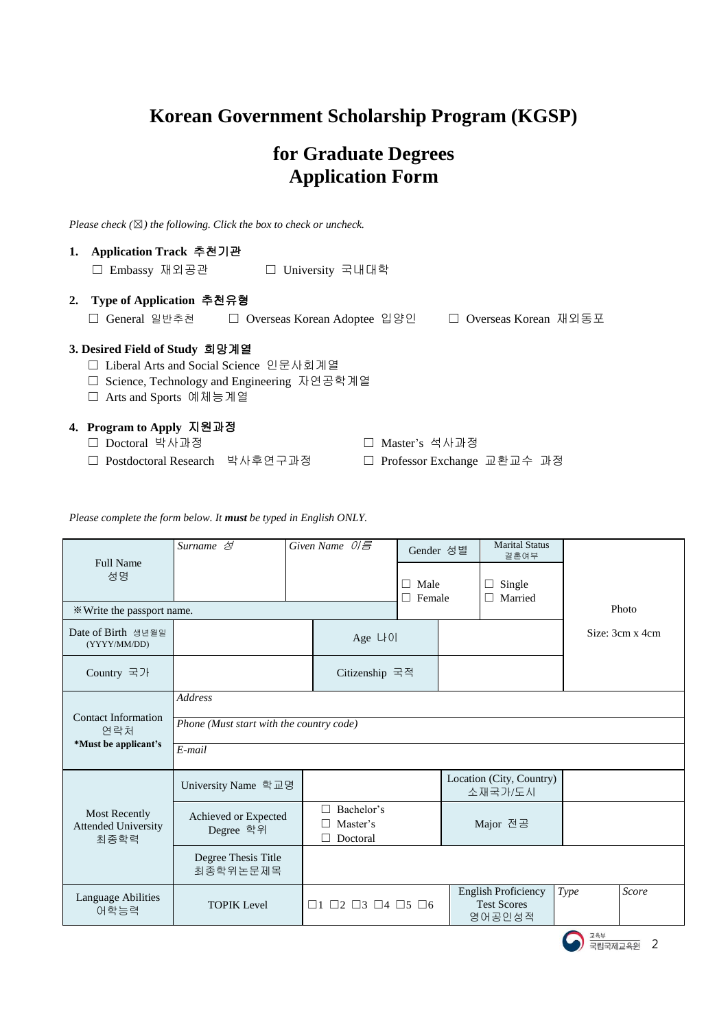# Korean Government Scholarship Program (KGSP)

## for Graduate Degrees Application Form

*Please check (☒) the following. Click the box to check or uncheck.*

**1. Application Track 추천기관**

☐ Embassy 재외공관 ☐ University 국내대학

**2. Type of Application 추천유형**

☐ General 일반추천 ☐ Overseas Korean Adoptee 입양인 ☐ Overseas Korean 재외동포

**3. Desired Field of Study 희망계열**

☐ Liberal Arts and Social Science 인문사회계열
☐ Science, Technology and Engineering 자연공학계열
☐ Arts and Sports 예체능계열

**4. Program to Apply 지원과정**

☐ Doctoral 박사과정 ☐ Master's 석사과정
☐ Postdoctoral Research 박사후연구과정 ☐ Professor Exchange 교환교수 과정

*Please complete the form below. It **must** be typed in English ONLY.*

| Full Name 성명 | *Surname 성* | *Given Name 이름* | Gender 성별 | Marital Status 결혼여부 | Photo Size: 3cm x 4cm |
|---|---|---|---|---|---|
| | | | ☐ Male ☐ Female | ☐ Single ☐ Married | |
| ※Write the passport name. | | | | | |
| Date of Birth 생년월일 (YYYY/MM/DD) | | Age 나이 | | | |
| Country 국가 | | Citizenship 국적 | | | |
| Contact Information 연락처 **\*Must be applicant's** | *Address* | | | | |
| | *Phone (Must start with the country code)* | | | | |
| | *E-mail* | | | | |
| Most Recently Attended University 최종학력 | University Name 학교명 | | Location (City, Country) 소재국가/도시 | | |
| | Achieved or Expected Degree 학위 | ☐ Bachelor's ☐ Master's ☐ Doctoral | Major 전공 | | |
| | Degree Thesis Title 최종학위논문제목 | | | | |
| Language Abilities 어학능력 | TOPIK Level | ☐1 ☐2 ☐3 ☐4 ☐5 ☐6 | English Proficiency Test Scores 영어공인성적 | *Type* | *Score* |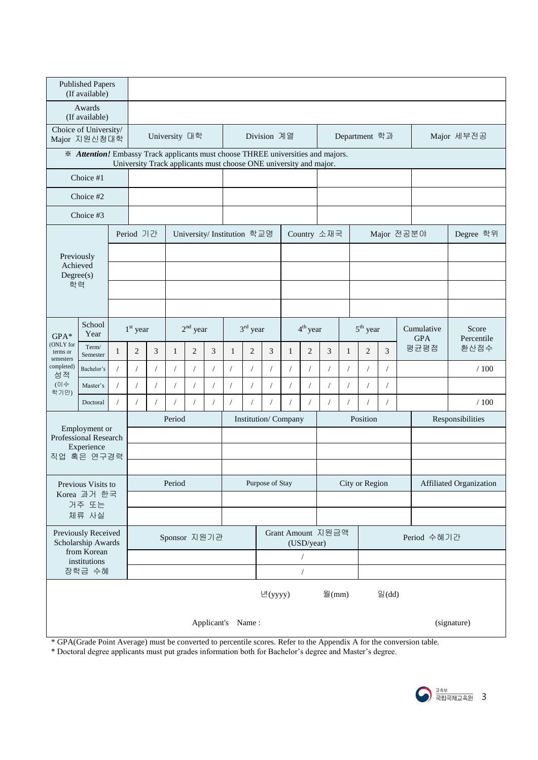| Published Papers (If available) | | | | |
|---|---|---|---|---|
| Awards (If available) | | | | |
| Choice of University/ Major 지원신청대학 | University 대학 | Division 계열 | Department 학과 | Major 세부전공 |
| ※ ***Attention!*** Embassy Track applicants must choose THREE universities and majors. University Track applicants must choose ONE university and major. | | | | |
| Choice #1 | | | | |
| Choice #2 | | | | |
| Choice #3 | | | | |

| Previously Achieved Degree(s) 학력 | Period 기간 | University/ Institution 학교명 | Country 소재국 | Major 전공분야 | Degree 학위 |
|---|---|---|---|---|---|
| | | | | | |
| | | | | | |
| | | | | | |
| | | | | | |

| GPA* (ONLY for terms or semesters completed) 성적 (이수 학기만) | School Year | 1st year | | | 2nd year | | | 3rd year | | | 4th year | | | 5th year | | | Cumulative GPA 평균평점 | Score Percentile 환산점수 |
|---|---|---|---|---|---|---|---|---|---|---|---|---|---|---|---|---|---|---|
| | Term/ Semester | 1 | 2 | 3 | 1 | 2 | 3 | 1 | 2 | 3 | 1 | 2 | 3 | 1 | 2 | 3 | | |
| | Bachelor's | / | / | / | / | / | / | / | / | / | / | / | / | / | / | / | | / 100 |
| | Master's | / | / | / | / | / | / | / | / | / | / | / | / | / | / | / | | |
| | Doctoral | / | / | / | / | / | / | / | / | / | / | / | / | / | / | / | | / 100 |

| Employment or Professional Research Experience 직업 혹은 연구경력 | Period | Institution/ Company | Position | Responsibilities |
|---|---|---|---|---|
| | | | | |
| | | | | |
| | | | | |

| Previous Visits to Korea 과거 한국 거주 또는 체류 사실 | Period | Purpose of Stay | City or Region | Affiliated Organization |
|---|---|---|---|---|
| | | | | |
| | | | | |

| Previously Received Scholarship Awards from Korean institutions 장학금 수혜 | Sponsor 지원기관 | Grant Amount 지원금액 (USD/year) | Period 수혜기간 |
|---|---|---|---|
| | | / | |
| | | / | |

년(yyyy)　　월(mm)　　일(dd)

Applicant's Name :　　　　　　　　　　(signature)

* GPA(Grade Point Average) must be converted to percentile scores. Refer to the Appendix A for the conversion table.
* Doctoral degree applicants must put grades information both for Bachelor's degree and Master's degree.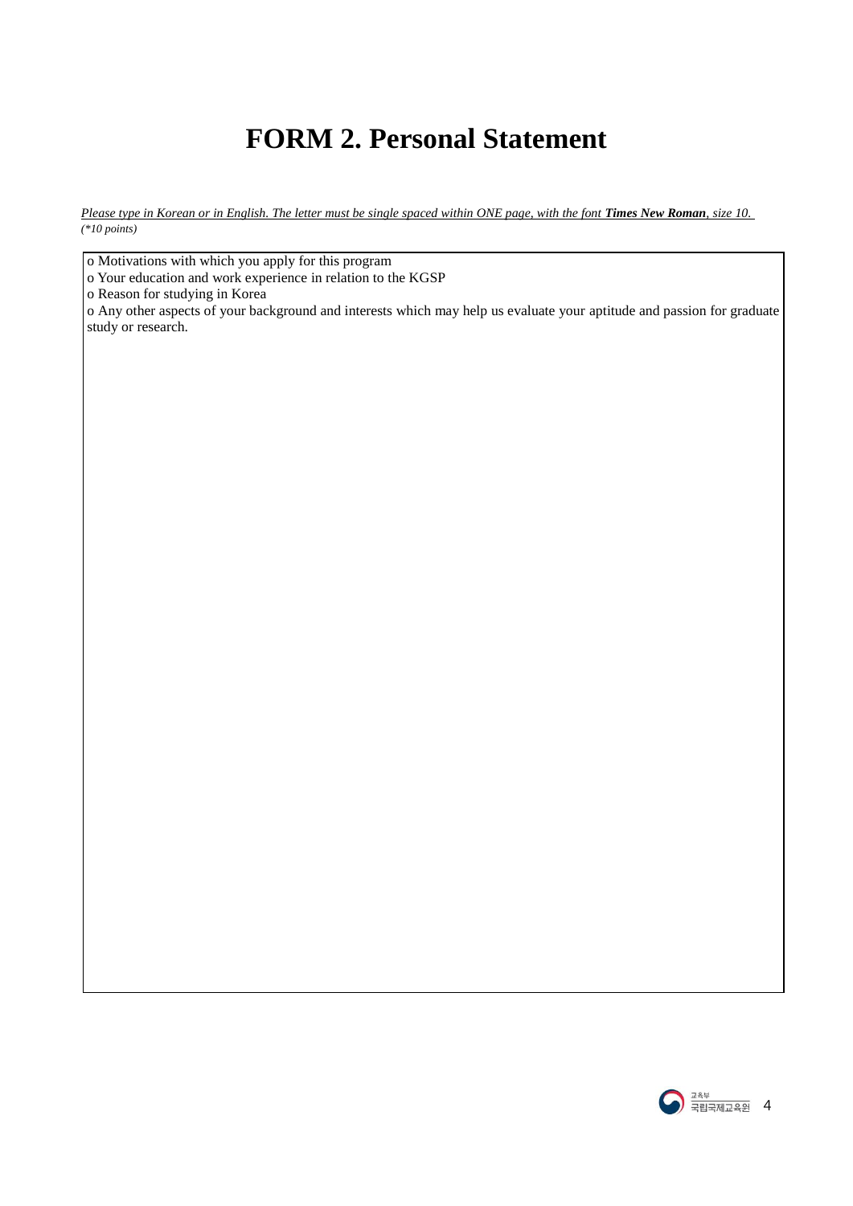# FORM 2. Personal Statement

*Please type in Korean or in English. The letter must be single spaced within ONE page, with the font **Times New Roman**, size 10.*
*(\*10 points)*

o Motivations with which you apply for this program
o Your education and work experience in relation to the KGSP
o Reason for studying in Korea
o Any other aspects of your background and interests which may help us evaluate your aptitude and passion for graduate study or research.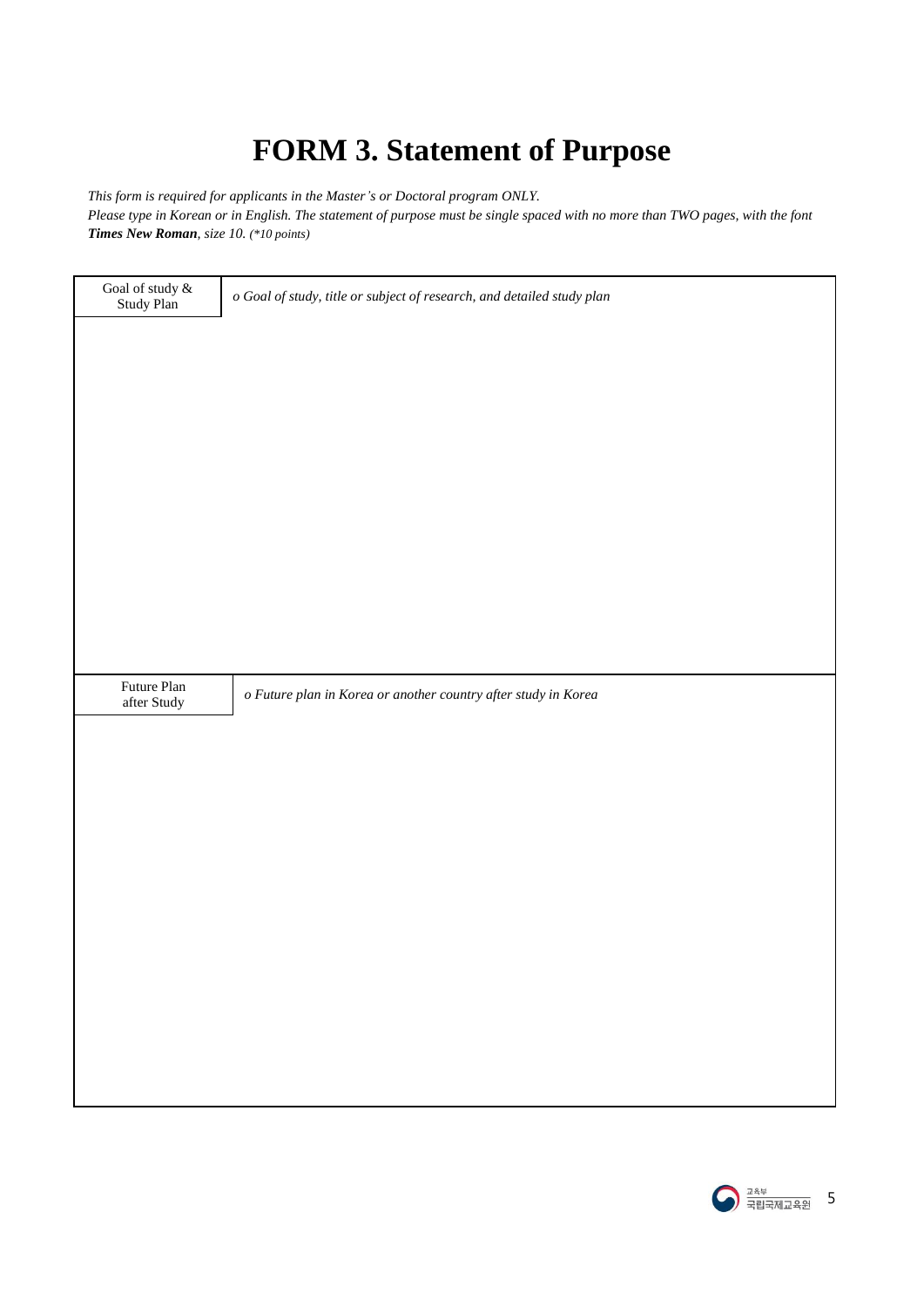# FORM 3. Statement of Purpose

*This form is required for applicants in the Master's or Doctoral program ONLY.*
*Please type in Korean or in English. The statement of purpose must be single spaced with no more than TWO pages, with the font* ***Times New Roman****, size 10. (\*10 points)*

| Goal of study & Study Plan | *o Goal of study, title or subject of research, and detailed study plan* |
|---|---|
| | |
| Future Plan after Study | *o Future plan in Korea or another country after study in Korea* |
| | |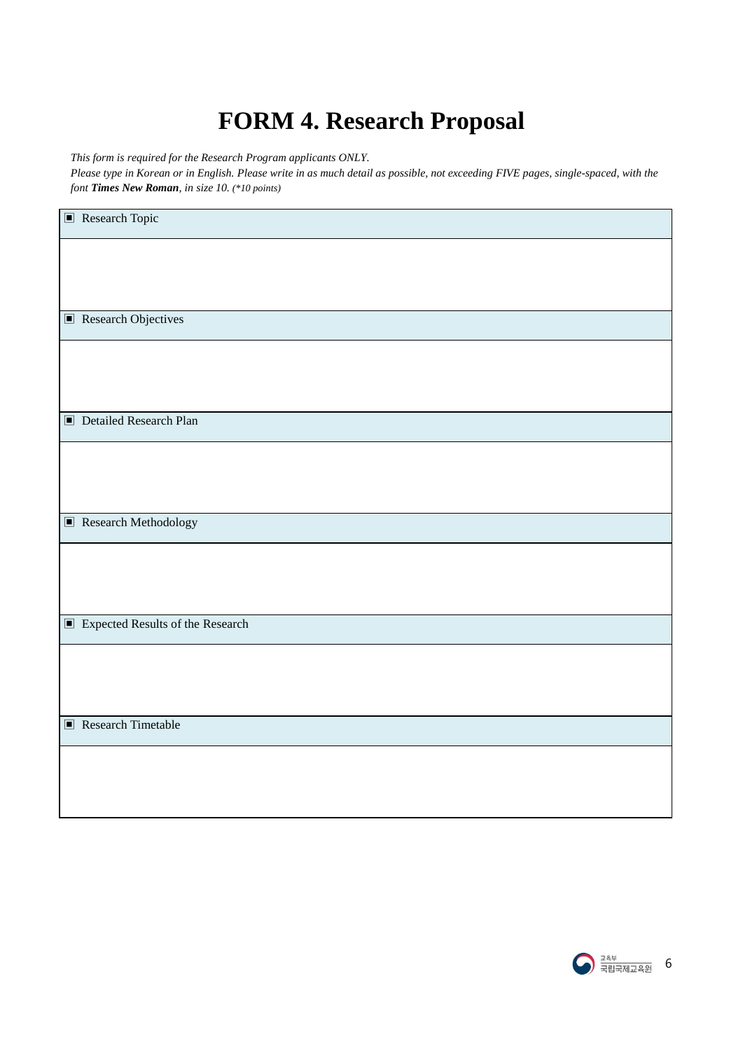# FORM 4. Research Proposal

*This form is required for the Research Program applicants ONLY.*
*Please type in Korean or in English. Please write in as much detail as possible, not exceeding FIVE pages, single-spaced, with the font **Times New Roman**, in size 10. (\*10 points)*

| ▣ Research Topic |
|---|
| |
| ▣ Research Objectives |
| |
| ▣ Detailed Research Plan |
| |
| ▣ Research Methodology |
| |
| ▣ Expected Results of the Research |
| |
| ▣ Research Timetable |
| |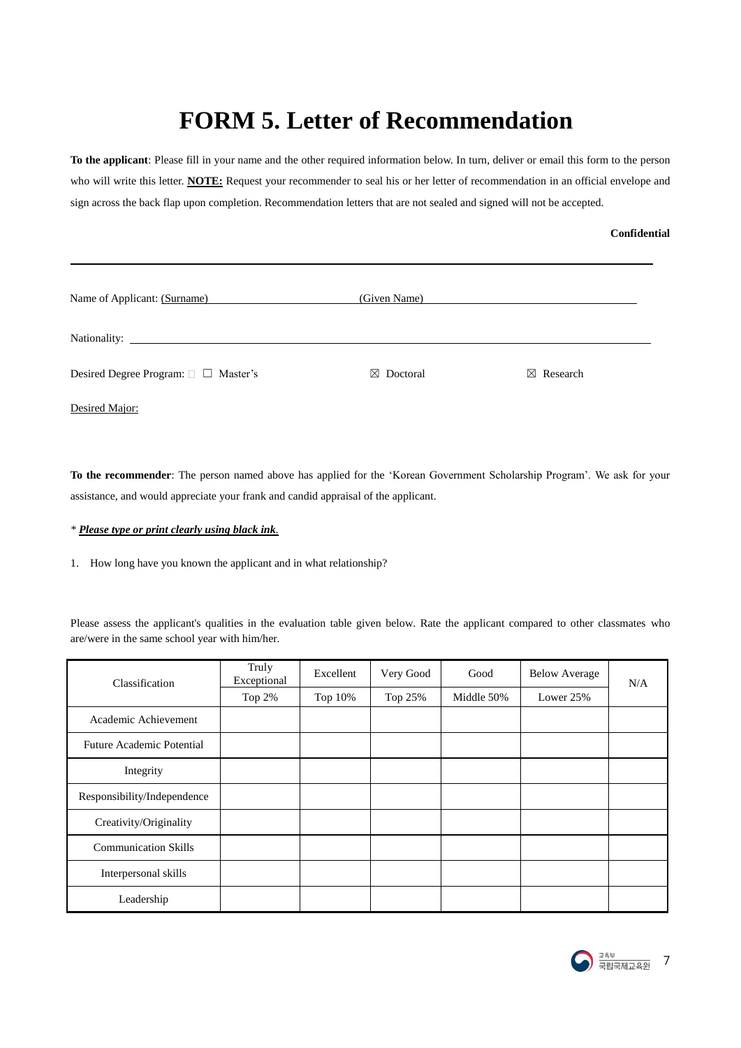# FORM 5. Letter of Recommendation

**To the applicant**: Please fill in your name and the other required information below. In turn, deliver or email this form to the person who will write this letter. **NOTE:** Request your recommender to seal his or her letter of recommendation in an official envelope and sign across the back flap upon completion. Recommendation letters that are not sealed and signed will not be accepted.

**Confidential**

---

Name of Applicant: (Surname) ______________________ (Given Name) ______________________

Nationality: ______________________________________________

Desired Degree Program: ☐ Master's ☒ Doctoral ☒ Research

Desired Major:

**To the recommender**: The person named above has applied for the 'Korean Government Scholarship Program'. We ask for your assistance, and would appreciate your frank and candid appraisal of the applicant.

\* ***Please type or print clearly using black ink***.

1. How long have you known the applicant and in what relationship?

Please assess the applicant's qualities in the evaluation table given below. Rate the applicant compared to other classmates who are/were in the same school year with him/her.

| Classification | Truly Exceptional | Excellent | Very Good | Good | Below Average | N/A |
|---|---|---|---|---|---|---|
| | Top 2% | Top 10% | Top 25% | Middle 50% | Lower 25% | |
| Academic Achievement | | | | | | |
| Future Academic Potential | | | | | | |
| Integrity | | | | | | |
| Responsibility/Independence | | | | | | |
| Creativity/Originality | | | | | | |
| Communication Skills | | | | | | |
| Interpersonal skills | | | | | | |
| Leadership | | | | | | |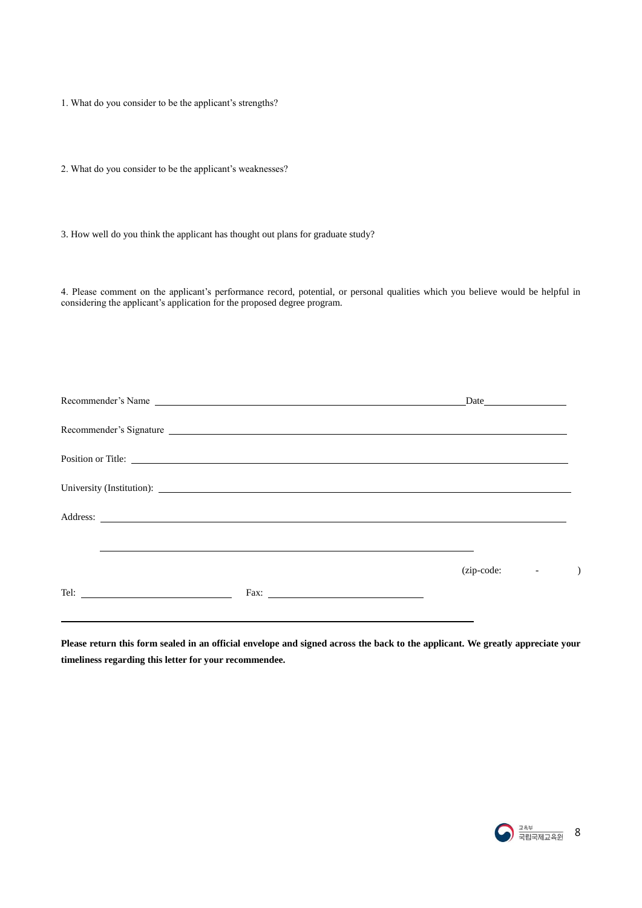1. What do you consider to be the applicant's strengths?

2. What do you consider to be the applicant's weaknesses?

3. How well do you think the applicant has thought out plans for graduate study?

4. Please comment on the applicant's performance record, potential, or personal qualities which you believe would be helpful in considering the applicant's application for the proposed degree program.

Recommender's Name ______________________________________________ Date ______________

Recommender's Signature ______________________________________________

Position or Title: ______________________________________________

University (Institution): ______________________________________________

Address: ______________________________________________

______________________________________________

(zip-code: - )

Tel: ______________________ Fax: ______________________

______________________________________________

**Please return this form sealed in an official envelope and signed across the back to the applicant. We greatly appreciate your timeliness regarding this letter for your recommendee.**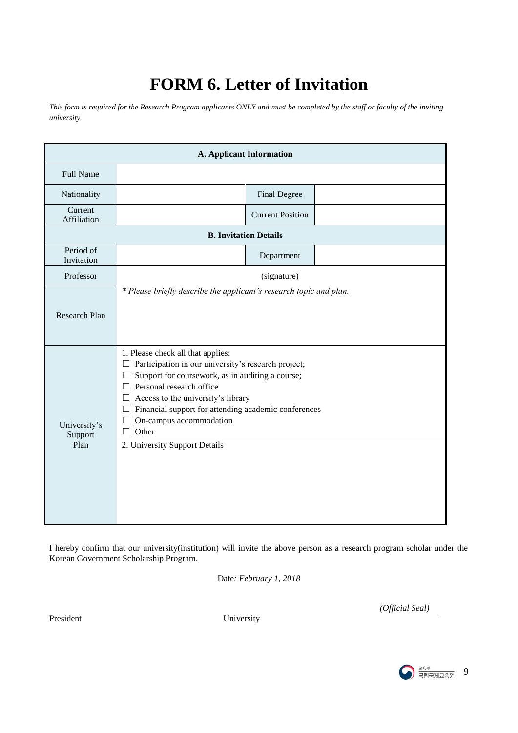# FORM 6. Letter of Invitation

*This form is required for the Research Program applicants ONLY and must be completed by the staff or faculty of the inviting university.*

| A. Applicant Information | | | |
|---|---|---|---|
| Full Name | | | |
| Nationality | | Final Degree | |
| Current Affiliation | | Current Position | |
| **B. Invitation Details** | | | |
| Period of Invitation | | Department | |
| Professor | (signature) | | |
| Research Plan | *\* Please briefly describe the applicant's research topic and plan.* | | |
| University's Support Plan | 1. Please check all that applies:<br>☐ Participation in our university's research project;<br>☐ Support for coursework, as in auditing a course;<br>☐ Personal research office<br>☐ Access to the university's library<br>☐ Financial support for attending academic conferences<br>☐ On-campus accommodation<br>☐ Other | | |
| | 2. University Support Details | | |

I hereby confirm that our university(institution) will invite the above person as a research program scholar under the Korean Government Scholarship Program.

Date*: February 1, 2018*

*(Official Seal)*

President University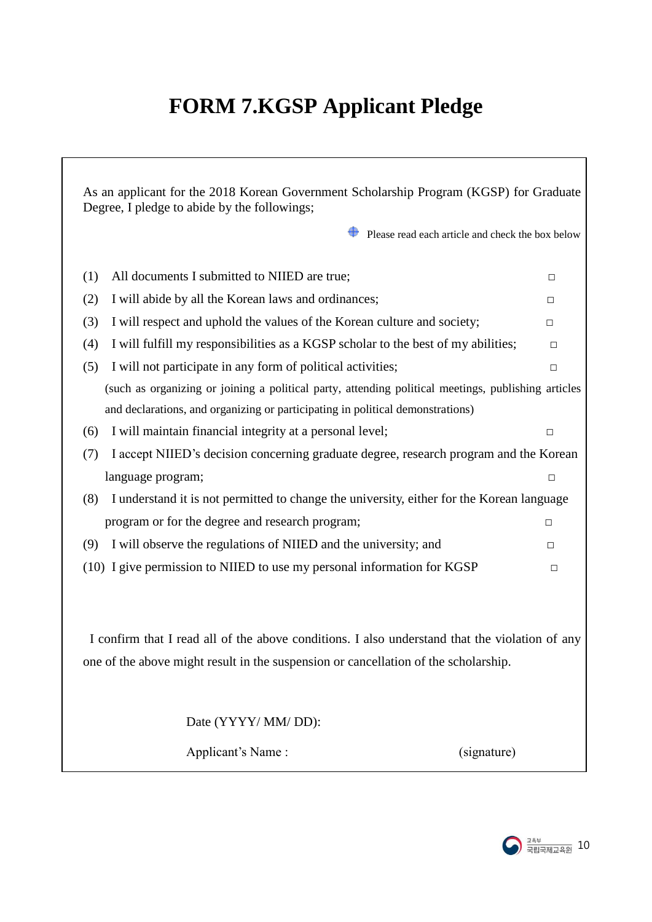# FORM 7.KGSP Applicant Pledge

As an applicant for the 2018 Korean Government Scholarship Program (KGSP) for Graduate Degree, I pledge to abide by the followings;

Please read each article and check the box below

(1) All documents I submitted to NIIED are true; □

(2) I will abide by all the Korean laws and ordinances; □

(3) I will respect and uphold the values of the Korean culture and society; □

(4) I will fulfill my responsibilities as a KGSP scholar to the best of my abilities; □

(5) I will not participate in any form of political activities; □
(such as organizing or joining a political party, attending political meetings, publishing articles and declarations, and organizing or participating in political demonstrations)

(6) I will maintain financial integrity at a personal level; □

(7) I accept NIIED's decision concerning graduate degree, research program and the Korean language program; □

(8) I understand it is not permitted to change the university, either for the Korean language program or for the degree and research program; □

(9) I will observe the regulations of NIIED and the university; and □

(10) I give permission to NIIED to use my personal information for KGSP □

I confirm that I read all of the above conditions. I also understand that the violation of any one of the above might result in the suspension or cancellation of the scholarship.

Date (YYYY/ MM/ DD):

Applicant's Name : (signature)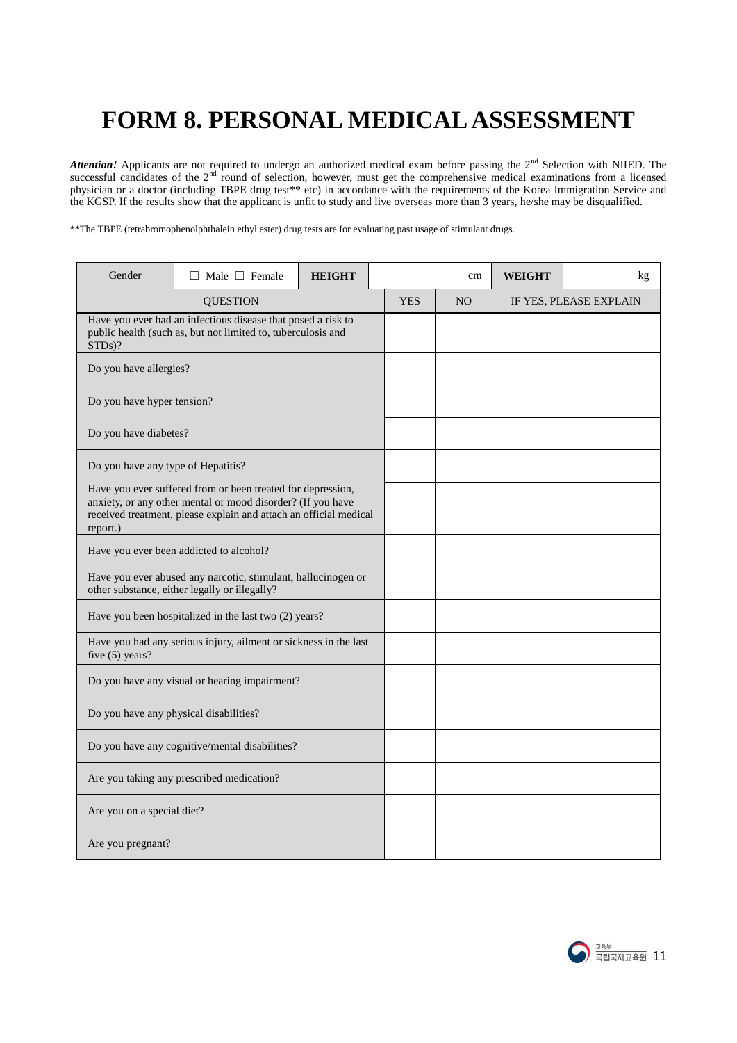# FORM 8. PERSONAL MEDICAL ASSESSMENT

***Attention!*** Applicants are not required to undergo an authorized medical exam before passing the 2nd Selection with NIIED. The successful candidates of the 2nd round of selection, however, must get the comprehensive medical examinations from a licensed physician or a doctor (including TBPE drug test** etc) in accordance with the requirements of the Korea Immigration Service and the KGSP. If the results show that the applicant is unfit to study and live overseas more than 3 years, he/she may be disqualified.

**The TBPE (tetrabromophenolphthalein ethyl ester) drug tests are for evaluating past usage of stimulant drugs.

| Gender | ☐ Male ☐ Female | **HEIGHT** | cm | **WEIGHT** | kg |
|---|---|---|---|---|---|
| QUESTION | | YES | NO | IF YES, PLEASE EXPLAIN | |
| Have you ever had an infectious disease that posed a risk to public health (such as, but not limited to, tuberculosis and STDs)? | | | | | |
| Do you have allergies? | | | | | |
| Do you have hyper tension? | | | | | |
| Do you have diabetes? | | | | | |
| Do you have any type of Hepatitis? | | | | | |
| Have you ever suffered from or been treated for depression, anxiety, or any other mental or mood disorder? (If you have received treatment, please explain and attach an official medical report.) | | | | | |
| Have you ever been addicted to alcohol? | | | | | |
| Have you ever abused any narcotic, stimulant, hallucinogen or other substance, either legally or illegally? | | | | | |
| Have you been hospitalized in the last two (2) years? | | | | | |
| Have you had any serious injury, ailment or sickness in the last five (5) years? | | | | | |
| Do you have any visual or hearing impairment? | | | | | |
| Do you have any physical disabilities? | | | | | |
| Do you have any cognitive/mental disabilities? | | | | | |
| Are you taking any prescribed medication? | | | | | |
| Are you on a special diet? | | | | | |
| Are you pregnant? | | | | | |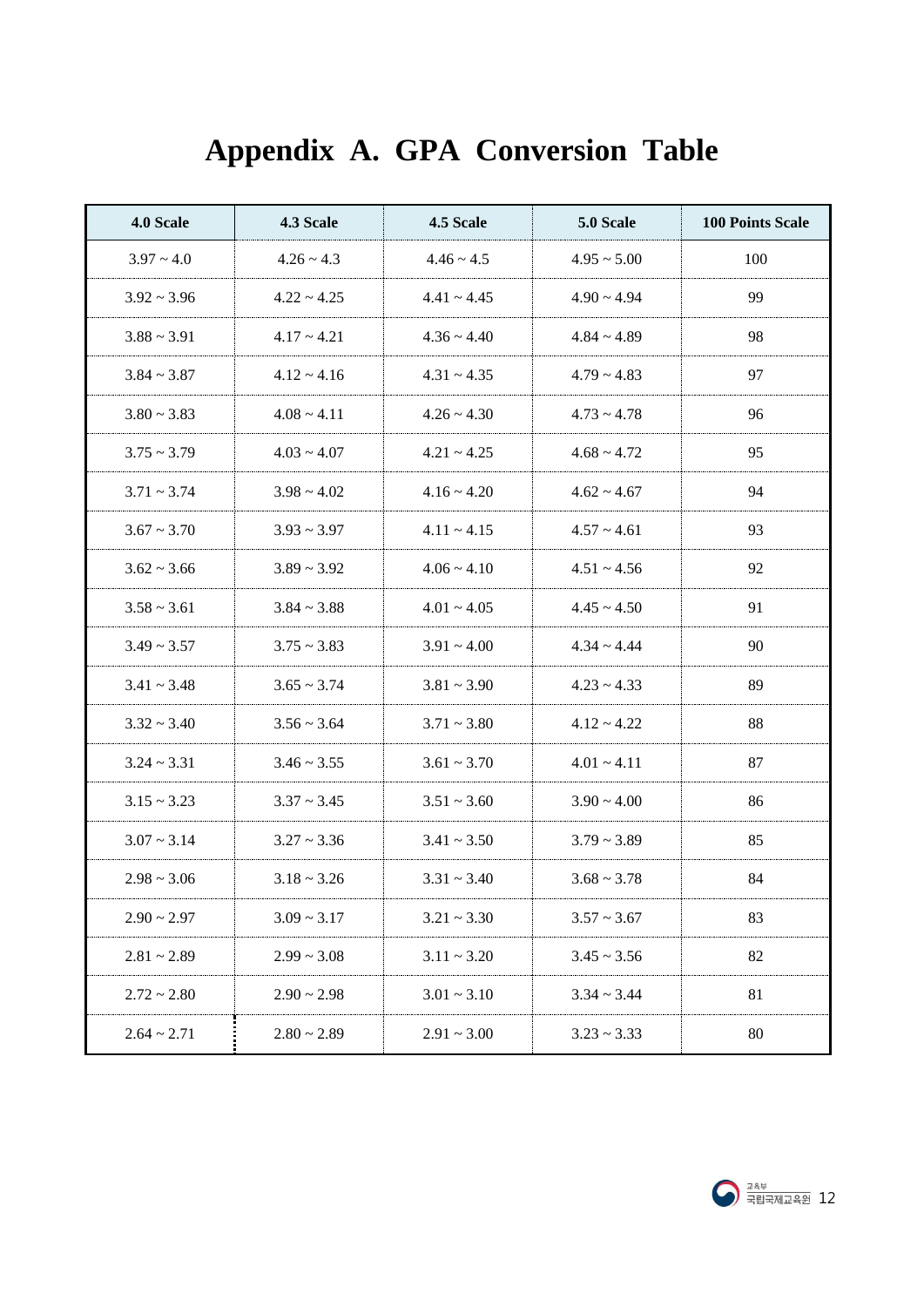# Appendix A. GPA Conversion Table

| 4.0 Scale | 4.3 Scale | 4.5 Scale | 5.0 Scale | 100 Points Scale |
|---|---|---|---|---|
| 3.97 ~ 4.0 | 4.26 ~ 4.3 | 4.46 ~ 4.5 | 4.95 ~ 5.00 | 100 |
| 3.92 ~ 3.96 | 4.22 ~ 4.25 | 4.41 ~ 4.45 | 4.90 ~ 4.94 | 99 |
| 3.88 ~ 3.91 | 4.17 ~ 4.21 | 4.36 ~ 4.40 | 4.84 ~ 4.89 | 98 |
| 3.84 ~ 3.87 | 4.12 ~ 4.16 | 4.31 ~ 4.35 | 4.79 ~ 4.83 | 97 |
| 3.80 ~ 3.83 | 4.08 ~ 4.11 | 4.26 ~ 4.30 | 4.73 ~ 4.78 | 96 |
| 3.75 ~ 3.79 | 4.03 ~ 4.07 | 4.21 ~ 4.25 | 4.68 ~ 4.72 | 95 |
| 3.71 ~ 3.74 | 3.98 ~ 4.02 | 4.16 ~ 4.20 | 4.62 ~ 4.67 | 94 |
| 3.67 ~ 3.70 | 3.93 ~ 3.97 | 4.11 ~ 4.15 | 4.57 ~ 4.61 | 93 |
| 3.62 ~ 3.66 | 3.89 ~ 3.92 | 4.06 ~ 4.10 | 4.51 ~ 4.56 | 92 |
| 3.58 ~ 3.61 | 3.84 ~ 3.88 | 4.01 ~ 4.05 | 4.45 ~ 4.50 | 91 |
| 3.49 ~ 3.57 | 3.75 ~ 3.83 | 3.91 ~ 4.00 | 4.34 ~ 4.44 | 90 |
| 3.41 ~ 3.48 | 3.65 ~ 3.74 | 3.81 ~ 3.90 | 4.23 ~ 4.33 | 89 |
| 3.32 ~ 3.40 | 3.56 ~ 3.64 | 3.71 ~ 3.80 | 4.12 ~ 4.22 | 88 |
| 3.24 ~ 3.31 | 3.46 ~ 3.55 | 3.61 ~ 3.70 | 4.01 ~ 4.11 | 87 |
| 3.15 ~ 3.23 | 3.37 ~ 3.45 | 3.51 ~ 3.60 | 3.90 ~ 4.00 | 86 |
| 3.07 ~ 3.14 | 3.27 ~ 3.36 | 3.41 ~ 3.50 | 3.79 ~ 3.89 | 85 |
| 2.98 ~ 3.06 | 3.18 ~ 3.26 | 3.31 ~ 3.40 | 3.68 ~ 3.78 | 84 |
| 2.90 ~ 2.97 | 3.09 ~ 3.17 | 3.21 ~ 3.30 | 3.57 ~ 3.67 | 83 |
| 2.81 ~ 2.89 | 2.99 ~ 3.08 | 3.11 ~ 3.20 | 3.45 ~ 3.56 | 82 |
| 2.72 ~ 2.80 | 2.90 ~ 2.98 | 3.01 ~ 3.10 | 3.34 ~ 3.44 | 81 |
| 2.64 ~ 2.71 | 2.80 ~ 2.89 | 2.91 ~ 3.00 | 3.23 ~ 3.33 | 80 |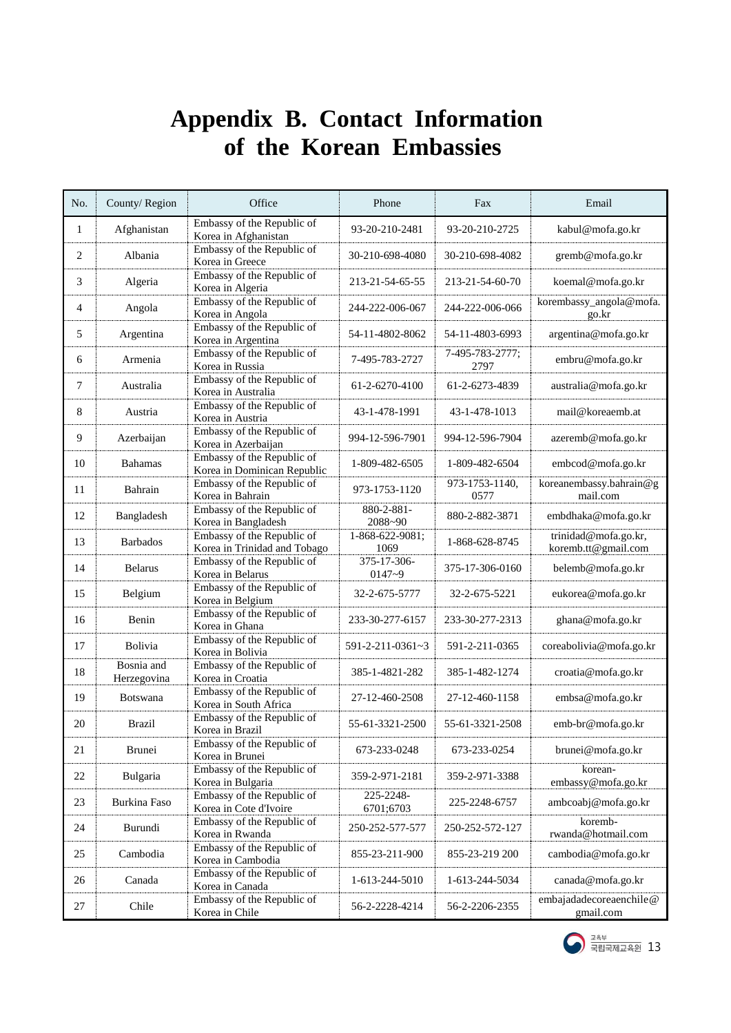# Appendix B. Contact Information of the Korean Embassies

| No. | County/ Region | Office | Phone | Fax | Email |
|---|---|---|---|---|---|
| 1 | Afghanistan | Embassy of the Republic of Korea in Afghanistan | 93-20-210-2481 | 93-20-210-2725 | kabul@mofa.go.kr |
| 2 | Albania | Embassy of the Republic of Korea in Greece | 30-210-698-4080 | 30-210-698-4082 | gremb@mofa.go.kr |
| 3 | Algeria | Embassy of the Republic of Korea in Algeria | 213-21-54-65-55 | 213-21-54-60-70 | koemal@mofa.go.kr |
| 4 | Angola | Embassy of the Republic of Korea in Angola | 244-222-006-067 | 244-222-006-066 | korembassy_angola@mofa.go.kr |
| 5 | Argentina | Embassy of the Republic of Korea in Argentina | 54-11-4802-8062 | 54-11-4803-6993 | argentina@mofa.go.kr |
| 6 | Armenia | Embassy of the Republic of Korea in Russia | 7-495-783-2727 | 7-495-783-2777; 2797 | embru@mofa.go.kr |
| 7 | Australia | Embassy of the Republic of Korea in Australia | 61-2-6270-4100 | 61-2-6273-4839 | australia@mofa.go.kr |
| 8 | Austria | Embassy of the Republic of Korea in Austria | 43-1-478-1991 | 43-1-478-1013 | mail@koreaemb.at |
| 9 | Azerbaijan | Embassy of the Republic of Korea in Azerbaijan | 994-12-596-7901 | 994-12-596-7904 | azeremb@mofa.go.kr |
| 10 | Bahamas | Embassy of the Republic of Korea in Dominican Republic | 1-809-482-6505 | 1-809-482-6504 | embcod@mofa.go.kr |
| 11 | Bahrain | Embassy of the Republic of Korea in Bahrain | 973-1753-1120 | 973-1753-1140, 0577 | koreanembassy.bahrain@gmail.com |
| 12 | Bangladesh | Embassy of the Republic of Korea in Bangladesh | 880-2-881-2088~90 | 880-2-882-3871 | embdhaka@mofa.go.kr |
| 13 | Barbados | Embassy of the Republic of Korea in Trinidad and Tobago | 1-868-622-9081; 1069 | 1-868-628-8745 | trinidad@mofa.go.kr, koremb.tt@gmail.com |
| 14 | Belarus | Embassy of the Republic of Korea in Belarus | 375-17-306-0147~9 | 375-17-306-0160 | belemb@mofa.go.kr |
| 15 | Belgium | Embassy of the Republic of Korea in Belgium | 32-2-675-5777 | 32-2-675-5221 | eukorea@mofa.go.kr |
| 16 | Benin | Embassy of the Republic of Korea in Ghana | 233-30-277-6157 | 233-30-277-2313 | ghana@mofa.go.kr |
| 17 | Bolivia | Embassy of the Republic of Korea in Bolivia | 591-2-211-0361~3 | 591-2-211-0365 | coreabolivia@mofa.go.kr |
| 18 | Bosnia and Herzegovina | Embassy of the Republic of Korea in Croatia | 385-1-4821-282 | 385-1-482-1274 | croatia@mofa.go.kr |
| 19 | Botswana | Embassy of the Republic of Korea in South Africa | 27-12-460-2508 | 27-12-460-1158 | embsa@mofa.go.kr |
| 20 | Brazil | Embassy of the Republic of Korea in Brazil | 55-61-3321-2500 | 55-61-3321-2508 | emb-br@mofa.go.kr |
| 21 | Brunei | Embassy of the Republic of Korea in Brunei | 673-233-0248 | 673-233-0254 | brunei@mofa.go.kr |
| 22 | Bulgaria | Embassy of the Republic of Korea in Bulgaria | 359-2-971-2181 | 359-2-971-3388 | korean-embassy@mofa.go.kr |
| 23 | Burkina Faso | Embassy of the Republic of Korea in Cote d'Ivoire | 225-2248-6701;6703 | 225-2248-6757 | ambcoabj@mofa.go.kr |
| 24 | Burundi | Embassy of the Republic of Korea in Rwanda | 250-252-577-577 | 250-252-572-127 | koremb-rwanda@hotmail.com |
| 25 | Cambodia | Embassy of the Republic of Korea in Cambodia | 855-23-211-900 | 855-23-219 200 | cambodia@mofa.go.kr |
| 26 | Canada | Embassy of the Republic of Korea in Canada | 1-613-244-5010 | 1-613-244-5034 | canada@mofa.go.kr |
| 27 | Chile | Embassy of the Republic of Korea in Chile | 56-2-2228-4214 | 56-2-2206-2355 | embajadadecoreaenchile@gmail.com |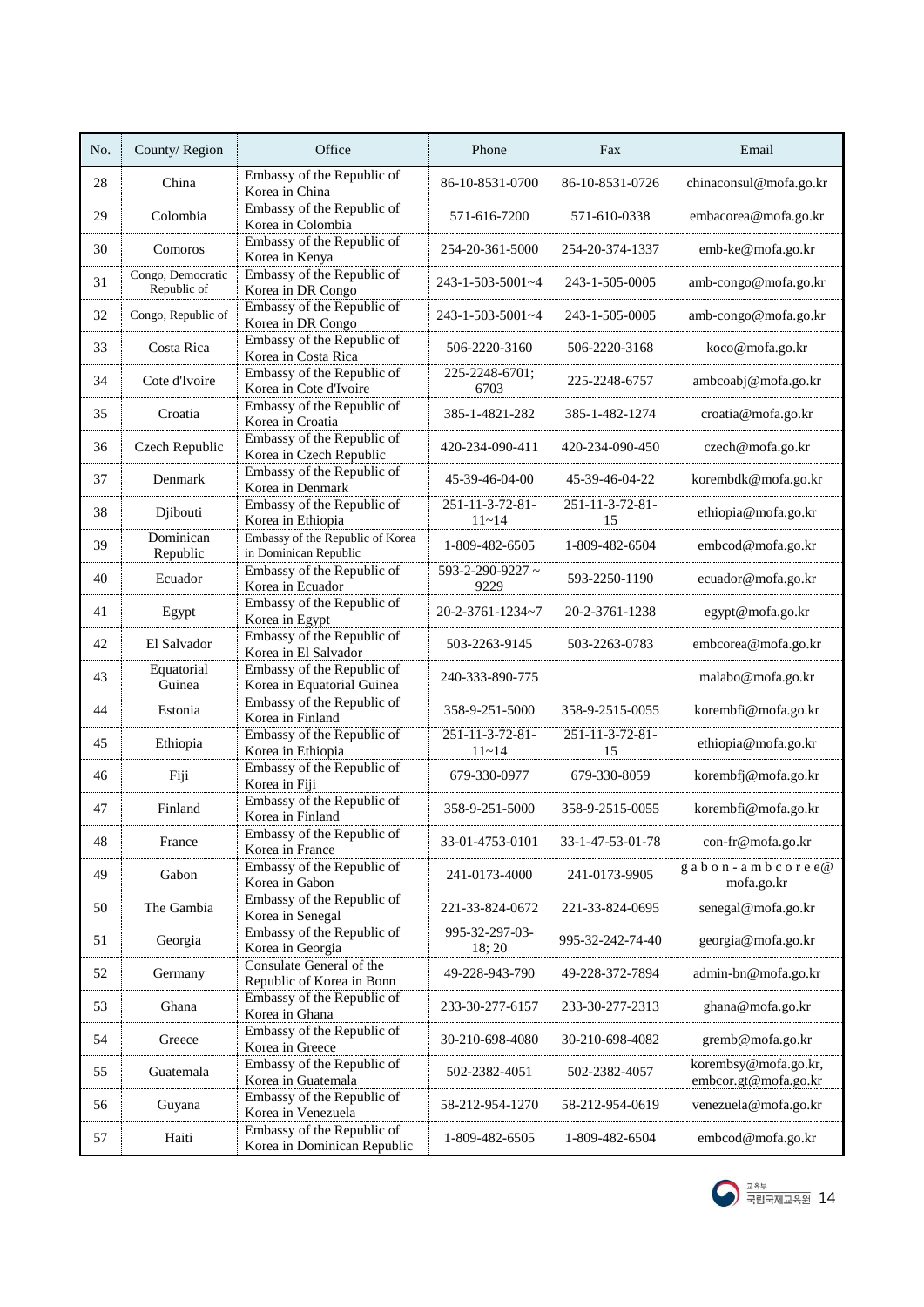| No. | County/ Region | Office | Phone | Fax | Email |
|---|---|---|---|---|---|
| 28 | China | Embassy of the Republic of Korea in China | 86-10-8531-0700 | 86-10-8531-0726 | chinaconsul@mofa.go.kr |
| 29 | Colombia | Embassy of the Republic of Korea in Colombia | 571-616-7200 | 571-610-0338 | embacorea@mofa.go.kr |
| 30 | Comoros | Embassy of the Republic of Korea in Kenya | 254-20-361-5000 | 254-20-374-1337 | emb-ke@mofa.go.kr |
| 31 | Congo, Democratic Republic of | Embassy of the Republic of Korea in DR Congo | 243-1-503-5001~4 | 243-1-505-0005 | amb-congo@mofa.go.kr |
| 32 | Congo, Republic of | Embassy of the Republic of Korea in DR Congo | 243-1-503-5001~4 | 243-1-505-0005 | amb-congo@mofa.go.kr |
| 33 | Costa Rica | Embassy of the Republic of Korea in Costa Rica | 506-2220-3160 | 506-2220-3168 | koco@mofa.go.kr |
| 34 | Cote d'Ivoire | Embassy of the Republic of Korea in Cote d'Ivoire | 225-2248-6701; 6703 | 225-2248-6757 | ambcoabj@mofa.go.kr |
| 35 | Croatia | Embassy of the Republic of Korea in Croatia | 385-1-4821-282 | 385-1-482-1274 | croatia@mofa.go.kr |
| 36 | Czech Republic | Embassy of the Republic of Korea in Czech Republic | 420-234-090-411 | 420-234-090-450 | czech@mofa.go.kr |
| 37 | Denmark | Embassy of the Republic of Korea in Denmark | 45-39-46-04-00 | 45-39-46-04-22 | korembdk@mofa.go.kr |
| 38 | Djibouti | Embassy of the Republic of Korea in Ethiopia | 251-11-3-72-81-11~14 | 251-11-3-72-81-15 | ethiopia@mofa.go.kr |
| 39 | Dominican Republic | Embassy of the Republic of Korea in Dominican Republic | 1-809-482-6505 | 1-809-482-6504 | embcod@mofa.go.kr |
| 40 | Ecuador | Embassy of the Republic of Korea in Ecuador | 593-2-290-9227 ~ 9229 | 593-2250-1190 | ecuador@mofa.go.kr |
| 41 | Egypt | Embassy of the Republic of Korea in Egypt | 20-2-3761-1234~7 | 20-2-3761-1238 | egypt@mofa.go.kr |
| 42 | El Salvador | Embassy of the Republic of Korea in El Salvador | 503-2263-9145 | 503-2263-0783 | embcorea@mofa.go.kr |
| 43 | Equatorial Guinea | Embassy of the Republic of Korea in Equatorial Guinea | 240-333-890-775 | | malabo@mofa.go.kr |
| 44 | Estonia | Embassy of the Republic of Korea in Finland | 358-9-251-5000 | 358-9-2515-0055 | korembfi@mofa.go.kr |
| 45 | Ethiopia | Embassy of the Republic of Korea in Ethiopia | 251-11-3-72-81-11~14 | 251-11-3-72-81-15 | ethiopia@mofa.go.kr |
| 46 | Fiji | Embassy of the Republic of Korea in Fiji | 679-330-0977 | 679-330-8059 | korembfj@mofa.go.kr |
| 47 | Finland | Embassy of the Republic of Korea in Finland | 358-9-251-5000 | 358-9-2515-0055 | korembfi@mofa.go.kr |
| 48 | France | Embassy of the Republic of Korea in France | 33-01-4753-0101 | 33-1-47-53-01-78 | con-fr@mofa.go.kr |
| 49 | Gabon | Embassy of the Republic of Korea in Gabon | 241-0173-4000 | 241-0173-9905 | gabon-ambcoree@mofa.go.kr |
| 50 | The Gambia | Embassy of the Republic of Korea in Senegal | 221-33-824-0672 | 221-33-824-0695 | senegal@mofa.go.kr |
| 51 | Georgia | Embassy of the Republic of Korea in Georgia | 995-32-297-03-18; 20 | 995-32-242-74-40 | georgia@mofa.go.kr |
| 52 | Germany | Consulate General of the Republic of Korea in Bonn | 49-228-943-790 | 49-228-372-7894 | admin-bn@mofa.go.kr |
| 53 | Ghana | Embassy of the Republic of Korea in Ghana | 233-30-277-6157 | 233-30-277-2313 | ghana@mofa.go.kr |
| 54 | Greece | Embassy of the Republic of Korea in Greece | 30-210-698-4080 | 30-210-698-4082 | gremb@mofa.go.kr |
| 55 | Guatemala | Embassy of the Republic of Korea in Guatemala | 502-2382-4051 | 502-2382-4057 | korembsy@mofa.go.kr, embcor.gt@mofa.go.kr |
| 56 | Guyana | Embassy of the Republic of Korea in Venezuela | 58-212-954-1270 | 58-212-954-0619 | venezuela@mofa.go.kr |
| 57 | Haiti | Embassy of the Republic of Korea in Dominican Republic | 1-809-482-6505 | 1-809-482-6504 | embcod@mofa.go.kr |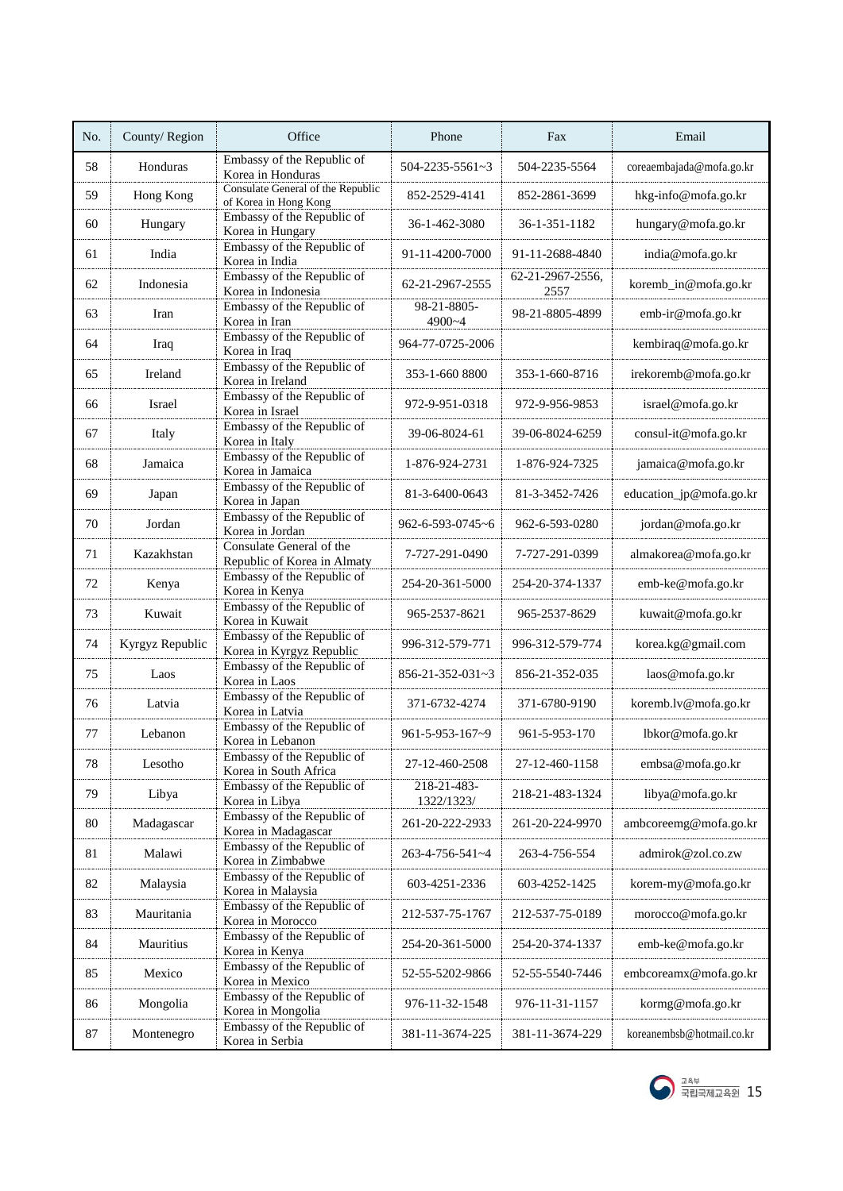| No. | County/ Region | Office | Phone | Fax | Email |
|---|---|---|---|---|---|
| 58 | Honduras | Embassy of the Republic of Korea in Honduras | 504-2235-5561~3 | 504-2235-5564 | coreaembajada@mofa.go.kr |
| 59 | Hong Kong | Consulate General of the Republic of Korea in Hong Kong | 852-2529-4141 | 852-2861-3699 | hkg-info@mofa.go.kr |
| 60 | Hungary | Embassy of the Republic of Korea in Hungary | 36-1-462-3080 | 36-1-351-1182 | hungary@mofa.go.kr |
| 61 | India | Embassy of the Republic of Korea in India | 91-11-4200-7000 | 91-11-2688-4840 | india@mofa.go.kr |
| 62 | Indonesia | Embassy of the Republic of Korea in Indonesia | 62-21-2967-2555 | 62-21-2967-2556, 2557 | koremb_in@mofa.go.kr |
| 63 | Iran | Embassy of the Republic of Korea in Iran | 98-21-8805-4900~4 | 98-21-8805-4899 | emb-ir@mofa.go.kr |
| 64 | Iraq | Embassy of the Republic of Korea in Iraq | 964-77-0725-2006 | | kembiraq@mofa.go.kr |
| 65 | Ireland | Embassy of the Republic of Korea in Ireland | 353-1-660 8800 | 353-1-660-8716 | irekoremb@mofa.go.kr |
| 66 | Israel | Embassy of the Republic of Korea in Israel | 972-9-951-0318 | 972-9-956-9853 | israel@mofa.go.kr |
| 67 | Italy | Embassy of the Republic of Korea in Italy | 39-06-8024-61 | 39-06-8024-6259 | consul-it@mofa.go.kr |
| 68 | Jamaica | Embassy of the Republic of Korea in Jamaica | 1-876-924-2731 | 1-876-924-7325 | jamaica@mofa.go.kr |
| 69 | Japan | Embassy of the Republic of Korea in Japan | 81-3-6400-0643 | 81-3-3452-7426 | education_jp@mofa.go.kr |
| 70 | Jordan | Embassy of the Republic of Korea in Jordan | 962-6-593-0745~6 | 962-6-593-0280 | jordan@mofa.go.kr |
| 71 | Kazakhstan | Consulate General of the Republic of Korea in Almaty | 7-727-291-0490 | 7-727-291-0399 | almakorea@mofa.go.kr |
| 72 | Kenya | Embassy of the Republic of Korea in Kenya | 254-20-361-5000 | 254-20-374-1337 | emb-ke@mofa.go.kr |
| 73 | Kuwait | Embassy of the Republic of Korea in Kuwait | 965-2537-8621 | 965-2537-8629 | kuwait@mofa.go.kr |
| 74 | Kyrgyz Republic | Embassy of the Republic of Korea in Kyrgyz Republic | 996-312-579-771 | 996-312-579-774 | korea.kg@gmail.com |
| 75 | Laos | Embassy of the Republic of Korea in Laos | 856-21-352-031~3 | 856-21-352-035 | laos@mofa.go.kr |
| 76 | Latvia | Embassy of the Republic of Korea in Latvia | 371-6732-4274 | 371-6780-9190 | koremb.lv@mofa.go.kr |
| 77 | Lebanon | Embassy of the Republic of Korea in Lebanon | 961-5-953-167~9 | 961-5-953-170 | lbkor@mofa.go.kr |
| 78 | Lesotho | Embassy of the Republic of Korea in South Africa | 27-12-460-2508 | 27-12-460-1158 | embsa@mofa.go.kr |
| 79 | Libya | Embassy of the Republic of Korea in Libya | 218-21-483-1322/1323/ | 218-21-483-1324 | libya@mofa.go.kr |
| 80 | Madagascar | Embassy of the Republic of Korea in Madagascar | 261-20-222-2933 | 261-20-224-9970 | ambcoreemg@mofa.go.kr |
| 81 | Malawi | Embassy of the Republic of Korea in Zimbabwe | 263-4-756-541~4 | 263-4-756-554 | admirok@zol.co.zw |
| 82 | Malaysia | Embassy of the Republic of Korea in Malaysia | 603-4251-2336 | 603-4252-1425 | korem-my@mofa.go.kr |
| 83 | Mauritania | Embassy of the Republic of Korea in Morocco | 212-537-75-1767 | 212-537-75-0189 | morocco@mofa.go.kr |
| 84 | Mauritius | Embassy of the Republic of Korea in Kenya | 254-20-361-5000 | 254-20-374-1337 | emb-ke@mofa.go.kr |
| 85 | Mexico | Embassy of the Republic of Korea in Mexico | 52-55-5202-9866 | 52-55-5540-7446 | embcoreamx@mofa.go.kr |
| 86 | Mongolia | Embassy of the Republic of Korea in Mongolia | 976-11-32-1548 | 976-11-31-1157 | kormg@mofa.go.kr |
| 87 | Montenegro | Embassy of the Republic of Korea in Serbia | 381-11-3674-225 | 381-11-3674-229 | koreanembsb@hotmail.co.kr |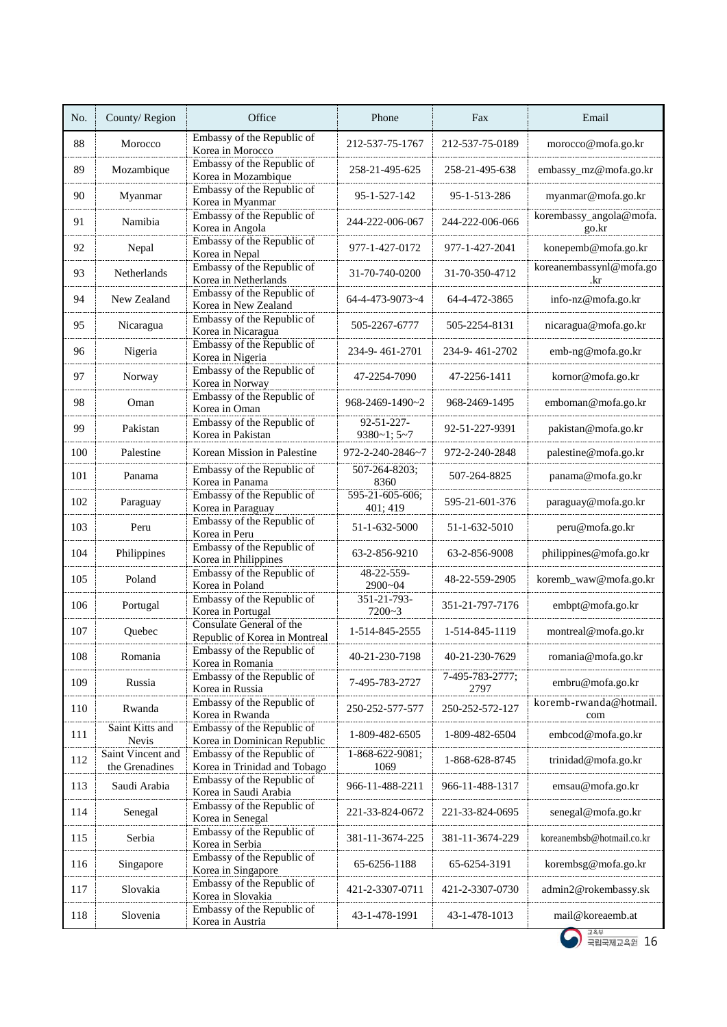| No. | County/ Region | Office | Phone | Fax | Email |
|---|---|---|---|---|---|
| 88 | Morocco | Embassy of the Republic of Korea in Morocco | 212-537-75-1767 | 212-537-75-0189 | morocco@mofa.go.kr |
| 89 | Mozambique | Embassy of the Republic of Korea in Mozambique | 258-21-495-625 | 258-21-495-638 | embassy_mz@mofa.go.kr |
| 90 | Myanmar | Embassy of the Republic of Korea in Myanmar | 95-1-527-142 | 95-1-513-286 | myanmar@mofa.go.kr |
| 91 | Namibia | Embassy of the Republic of Korea in Angola | 244-222-006-067 | 244-222-006-066 | korembassy_angola@mofa.go.kr |
| 92 | Nepal | Embassy of the Republic of Korea in Nepal | 977-1-427-0172 | 977-1-427-2041 | konepemb@mofa.go.kr |
| 93 | Netherlands | Embassy of the Republic of Korea in Netherlands | 31-70-740-0200 | 31-70-350-4712 | koreanembassynl@mofa.go.kr |
| 94 | New Zealand | Embassy of the Republic of Korea in New Zealand | 64-4-473-9073~4 | 64-4-472-3865 | info-nz@mofa.go.kr |
| 95 | Nicaragua | Embassy of the Republic of Korea in Nicaragua | 505-2267-6777 | 505-2254-8131 | nicaragua@mofa.go.kr |
| 96 | Nigeria | Embassy of the Republic of Korea in Nigeria | 234-9- 461-2701 | 234-9- 461-2702 | emb-ng@mofa.go.kr |
| 97 | Norway | Embassy of the Republic of Korea in Norway | 47-2254-7090 | 47-2256-1411 | kornor@mofa.go.kr |
| 98 | Oman | Embassy of the Republic of Korea in Oman | 968-2469-1490~2 | 968-2469-1495 | emboman@mofa.go.kr |
| 99 | Pakistan | Embassy of the Republic of Korea in Pakistan | 92-51-227-9380~1; 5~7 | 92-51-227-9391 | pakistan@mofa.go.kr |
| 100 | Palestine | Korean Mission in Palestine | 972-2-240-2846~7 | 972-2-240-2848 | palestine@mofa.go.kr |
| 101 | Panama | Embassy of the Republic of Korea in Panama | 507-264-8203; 8360 | 507-264-8825 | panama@mofa.go.kr |
| 102 | Paraguay | Embassy of the Republic of Korea in Paraguay | 595-21-605-606; 401; 419 | 595-21-601-376 | paraguay@mofa.go.kr |
| 103 | Peru | Embassy of the Republic of Korea in Peru | 51-1-632-5000 | 51-1-632-5010 | peru@mofa.go.kr |
| 104 | Philippines | Embassy of the Republic of Korea in Philippines | 63-2-856-9210 | 63-2-856-9008 | philippines@mofa.go.kr |
| 105 | Poland | Embassy of the Republic of Korea in Poland | 48-22-559-2900~04 | 48-22-559-2905 | koremb_waw@mofa.go.kr |
| 106 | Portugal | Embassy of the Republic of Korea in Portugal | 351-21-793-7200~3 | 351-21-797-7176 | embpt@mofa.go.kr |
| 107 | Quebec | Consulate General of the Republic of Korea in Montreal | 1-514-845-2555 | 1-514-845-1119 | montreal@mofa.go.kr |
| 108 | Romania | Embassy of the Republic of Korea in Romania | 40-21-230-7198 | 40-21-230-7629 | romania@mofa.go.kr |
| 109 | Russia | Embassy of the Republic of Korea in Russia | 7-495-783-2727 | 7-495-783-2777; 2797 | embru@mofa.go.kr |
| 110 | Rwanda | Embassy of the Republic of Korea in Rwanda | 250-252-577-577 | 250-252-572-127 | koremb-rwanda@hotmail.com |
| 111 | Saint Kitts and Nevis | Embassy of the Republic of Korea in Dominican Republic | 1-809-482-6505 | 1-809-482-6504 | embcod@mofa.go.kr |
| 112 | Saint Vincent and the Grenadines | Embassy of the Republic of Korea in Trinidad and Tobago | 1-868-622-9081; 1069 | 1-868-628-8745 | trinidad@mofa.go.kr |
| 113 | Saudi Arabia | Embassy of the Republic of Korea in Saudi Arabia | 966-11-488-2211 | 966-11-488-1317 | emsau@mofa.go.kr |
| 114 | Senegal | Embassy of the Republic of Korea in Senegal | 221-33-824-0672 | 221-33-824-0695 | senegal@mofa.go.kr |
| 115 | Serbia | Embassy of the Republic of Korea in Serbia | 381-11-3674-225 | 381-11-3674-229 | koreanembsb@hotmail.co.kr |
| 116 | Singapore | Embassy of the Republic of Korea in Singapore | 65-6256-1188 | 65-6254-3191 | korembsg@mofa.go.kr |
| 117 | Slovakia | Embassy of the Republic of Korea in Slovakia | 421-2-3307-0711 | 421-2-3307-0730 | admin2@rokembassy.sk |
| 118 | Slovenia | Embassy of the Republic of Korea in Austria | 43-1-478-1991 | 43-1-478-1013 | mail@koreaemb.at |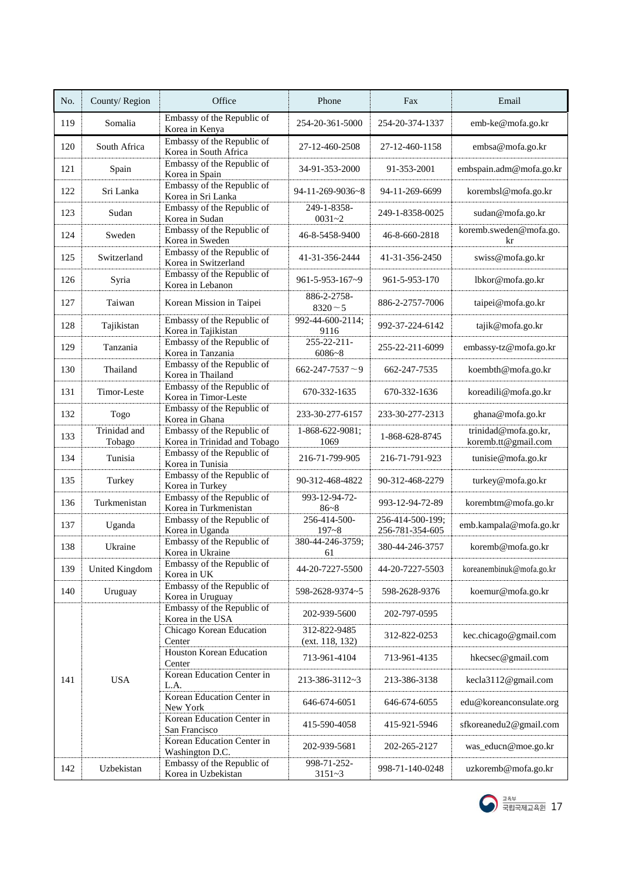| No. | County/ Region | Office | Phone | Fax | Email |
|---|---|---|---|---|---|
| 119 | Somalia | Embassy of the Republic of Korea in Kenya | 254-20-361-5000 | 254-20-374-1337 | emb-ke@mofa.go.kr |
| 120 | South Africa | Embassy of the Republic of Korea in South Africa | 27-12-460-2508 | 27-12-460-1158 | embsa@mofa.go.kr |
| 121 | Spain | Embassy of the Republic of Korea in Spain | 34-91-353-2000 | 91-353-2001 | embspain.adm@mofa.go.kr |
| 122 | Sri Lanka | Embassy of the Republic of Korea in Sri Lanka | 94-11-269-9036~8 | 94-11-269-6699 | korembsl@mofa.go.kr |
| 123 | Sudan | Embassy of the Republic of Korea in Sudan | 249-1-8358-0031~2 | 249-1-8358-0025 | sudan@mofa.go.kr |
| 124 | Sweden | Embassy of the Republic of Korea in Sweden | 46-8-5458-9400 | 46-8-660-2818 | koremb.sweden@mofa.go.kr |
| 125 | Switzerland | Embassy of the Republic of Korea in Switzerland | 41-31-356-2444 | 41-31-356-2450 | swiss@mofa.go.kr |
| 126 | Syria | Embassy of the Republic of Korea in Lebanon | 961-5-953-167~9 | 961-5-953-170 | lbkor@mofa.go.kr |
| 127 | Taiwan | Korean Mission in Taipei | 886-2-2758-8320～5 | 886-2-2757-7006 | taipei@mofa.go.kr |
| 128 | Tajikistan | Embassy of the Republic of Korea in Tajikistan | 992-44-600-2114; 9116 | 992-37-224-6142 | tajik@mofa.go.kr |
| 129 | Tanzania | Embassy of the Republic of Korea in Tanzania | 255-22-211-6086~8 | 255-22-211-6099 | embassy-tz@mofa.go.kr |
| 130 | Thailand | Embassy of the Republic of Korea in Thailand | 662-247-7537～9 | 662-247-7535 | koembth@mofa.go.kr |
| 131 | Timor-Leste | Embassy of the Republic of Korea in Timor-Leste | 670-332-1635 | 670-332-1636 | koreadili@mofa.go.kr |
| 132 | Togo | Embassy of the Republic of Korea in Ghana | 233-30-277-6157 | 233-30-277-2313 | ghana@mofa.go.kr |
| 133 | Trinidad and Tobago | Embassy of the Republic of Korea in Trinidad and Tobago | 1-868-622-9081; 1069 | 1-868-628-8745 | trinidad@mofa.go.kr, koremb.tt@gmail.com |
| 134 | Tunisia | Embassy of the Republic of Korea in Tunisia | 216-71-799-905 | 216-71-791-923 | tunisie@mofa.go.kr |
| 135 | Turkey | Embassy of the Republic of Korea in Turkey | 90-312-468-4822 | 90-312-468-2279 | turkey@mofa.go.kr |
| 136 | Turkmenistan | Embassy of the Republic of Korea in Turkmenistan | 993-12-94-72-86~8 | 993-12-94-72-89 | korembtm@mofa.go.kr |
| 137 | Uganda | Embassy of the Republic of Korea in Uganda | 256-414-500-197~8 | 256-414-500-199; 256-781-354-605 | emb.kampala@mofa.go.kr |
| 138 | Ukraine | Embassy of the Republic of Korea in Ukraine | 380-44-246-3759; 61 | 380-44-246-3757 | koremb@mofa.go.kr |
| 139 | United Kingdom | Embassy of the Republic of Korea in UK | 44-20-7227-5500 | 44-20-7227-5503 | koreanembinuk@mofa.go.kr |
| 140 | Uruguay | Embassy of the Republic of Korea in Uruguay | 598-2628-9374~5 | 598-2628-9376 | koemur@mofa.go.kr |
| 141 | USA | Embassy of the Republic of Korea in the USA | 202-939-5600 | 202-797-0595 | |
| | | Chicago Korean Education Center | 312-822-9485 (ext. 118, 132) | 312-822-0253 | kec.chicago@gmail.com |
| | | Houston Korean Education Center | 713-961-4104 | 713-961-4135 | hkecsec@gmail.com |
| | | Korean Education Center in L.A. | 213-386-3112~3 | 213-386-3138 | kecla3112@gmail.com |
| | | Korean Education Center in New York | 646-674-6051 | 646-674-6055 | edu@koreanconsulate.org |
| | | Korean Education Center in San Francisco | 415-590-4058 | 415-921-5946 | sfkoreanedu2@gmail.com |
| | | Korean Education Center in Washington D.C. | 202-939-5681 | 202-265-2127 | was_educn@moe.go.kr |
| 142 | Uzbekistan | Embassy of the Republic of Korea in Uzbekistan | 998-71-252-3151~3 | 998-71-140-0248 | uzkoremb@mofa.go.kr |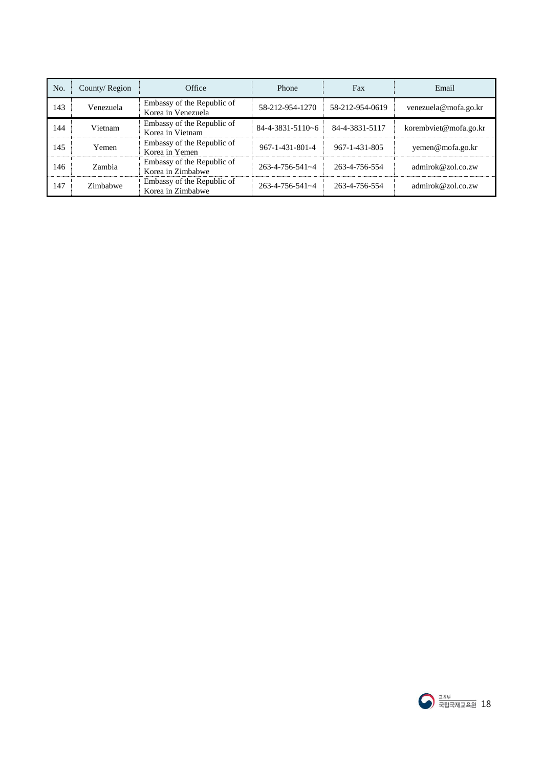| No. | County/ Region | Office | Phone | Fax | Email |
|---|---|---|---|---|---|
| 143 | Venezuela | Embassy of the Republic of Korea in Venezuela | 58-212-954-1270 | 58-212-954-0619 | venezuela@mofa.go.kr |
| 144 | Vietnam | Embassy of the Republic of Korea in Vietnam | 84-4-3831-5110~6 | 84-4-3831-5117 | korembviet@mofa.go.kr |
| 145 | Yemen | Embassy of the Republic of Korea in Yemen | 967-1-431-801-4 | 967-1-431-805 | yemen@mofa.go.kr |
| 146 | Zambia | Embassy of the Republic of Korea in Zimbabwe | 263-4-756-541~4 | 263-4-756-554 | admirok@zol.co.zw |
| 147 | Zimbabwe | Embassy of the Republic of Korea in Zimbabwe | 263-4-756-541~4 | 263-4-756-554 | admirok@zol.co.zw |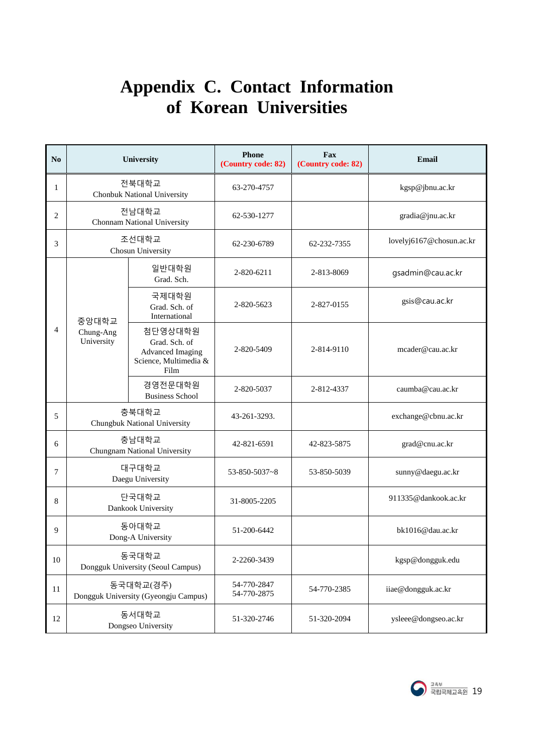# Appendix C. Contact Information of Korean Universities

| No | University | | Phone (Country code: 82) | Fax (Country code: 82) | Email |
|---|---|---|---|---|---|
| 1 | 전북대학교 Chonbuk National University | | 63-270-4757 | | kgsp@jbnu.ac.kr |
| 2 | 전남대학교 Chonnam National University | | 62-530-1277 | | gradia@jnu.ac.kr |
| 3 | 조선대학교 Chosun University | | 62-230-6789 | 62-232-7355 | lovelyj6167@chosun.ac.kr |
| 4 | 중앙대학교 Chung-Ang University | 일반대학원 Grad. Sch. | 2-820-6211 | 2-813-8069 | gsadmin@cau.ac.kr |
| | | 국제대학원 Grad. Sch. of International | 2-820-5623 | 2-827-0155 | gsis@cau.ac.kr |
| | | 첨단영상대학원 Grad. Sch. of Advanced Imaging Science, Multimedia & Film | 2-820-5409 | 2-814-9110 | mcader@cau.ac.kr |
| | | 경영전문대학원 Business School | 2-820-5037 | 2-812-4337 | caumba@cau.ac.kr |
| 5 | 충북대학교 Chungbuk National University | | 43-261-3293. | | exchange@cbnu.ac.kr |
| 6 | 충남대학교 Chungnam National University | | 42-821-6591 | 42-823-5875 | grad@cnu.ac.kr |
| 7 | 대구대학교 Daegu University | | 53-850-5037~8 | 53-850-5039 | sunny@daegu.ac.kr |
| 8 | 단국대학교 Dankook University | | 31-8005-2205 | | 911335@dankook.ac.kr |
| 9 | 동아대학교 Dong-A University | | 51-200-6442 | | bk1016@dau.ac.kr |
| 10 | 동국대학교 Dongguk University (Seoul Campus) | | 2-2260-3439 | | kgsp@dongguk.edu |
| 11 | 동국대학교(경주) Dongguk University (Gyeongju Campus) | | 54-770-2847<br>54-770-2875 | 54-770-2385 | iiae@dongguk.ac.kr |
| 12 | 동서대학교 Dongseo University | | 51-320-2746 | 51-320-2094 | ysleee@dongseo.ac.kr |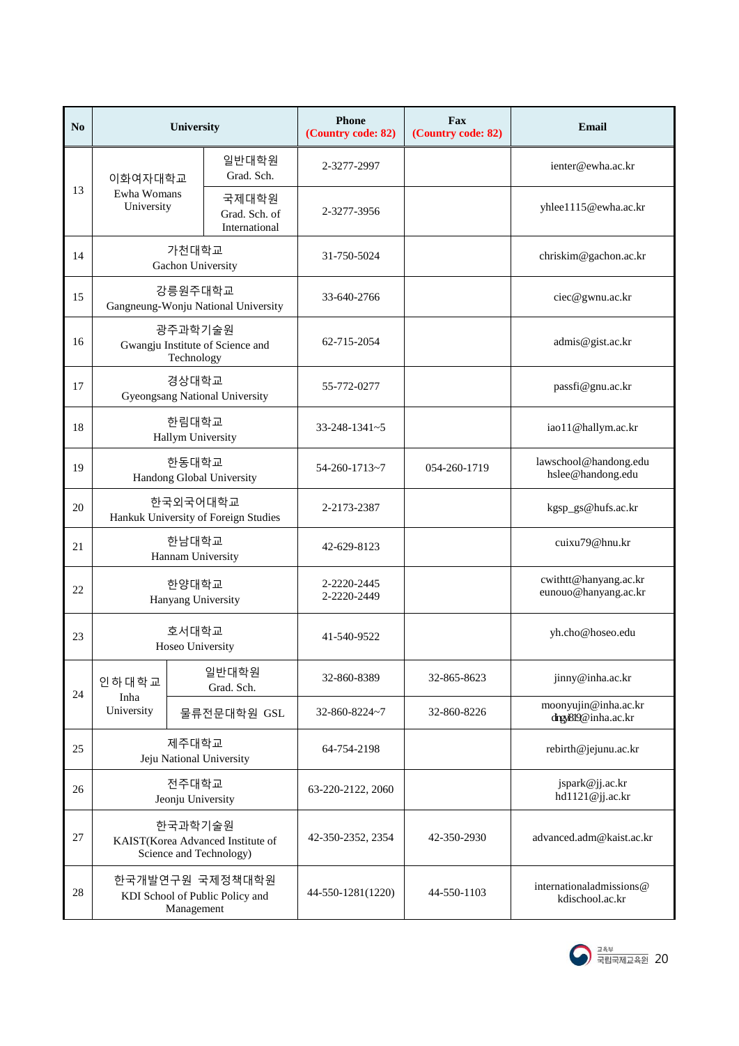| No | University | | Phone (Country code: 82) | Fax (Country code: 82) | Email |
|---|---|---|---|---|---|
| 13 | 이화여자대학교 Ewha Womans University | 일반대학원 Grad. Sch. | 2-3277-2997 | | ienter@ewha.ac.kr |
| | | 국제대학원 Grad. Sch. of International | 2-3277-3956 | | yhlee1115@ewha.ac.kr |
| 14 | 가천대학교 Gachon University | | 31-750-5024 | | chriskim@gachon.ac.kr |
| 15 | 강릉원주대학교 Gangneung-Wonju National University | | 33-640-2766 | | ciec@gwnu.ac.kr |
| 16 | 광주과학기술원 Gwangju Institute of Science and Technology | | 62-715-2054 | | admis@gist.ac.kr |
| 17 | 경상대학교 Gyeongsang National University | | 55-772-0277 | | passfi@gnu.ac.kr |
| 18 | 한림대학교 Hallym University | | 33-248-1341~5 | | iao11@hallym.ac.kr |
| 19 | 한동대학교 Handong Global University | | 54-260-1713~7 | 054-260-1719 | lawschool@handong.edu hslee@handong.edu |
| 20 | 한국외국어대학교 Hankuk University of Foreign Studies | | 2-2173-2387 | | kgsp_gs@hufs.ac.kr |
| 21 | 한남대학교 Hannam University | | 42-629-8123 | | cuixu79@hnu.kr |
| 22 | 한양대학교 Hanyang University | | 2-2220-2445 2-2220-2449 | | cwithtt@hanyang.ac.kr eunouo@hanyang.ac.kr |
| 23 | 호서대학교 Hoseo University | | 41-540-9522 | | yh.cho@hoseo.edu |
| 24 | 인하대학교 Inha University | 일반대학원 Grad. Sch. | 32-860-8389 | 32-865-8623 | jinny@inha.ac.kr |
| | | 물류전문대학원 GSL | 32-860-8224~7 | 32-860-8226 | moonyujin@inha.ac.kr dngy819@inha.ac.kr |
| 25 | 제주대학교 Jeju National University | | 64-754-2198 | | rebirth@jejunu.ac.kr |
| 26 | 전주대학교 Jeonju University | | 63-220-2122, 2060 | | jspark@jj.ac.kr hd1121@jj.ac.kr |
| 27 | 한국과학기술원 KAIST(Korea Advanced Institute of Science and Technology) | | 42-350-2352, 2354 | 42-350-2930 | advanced.adm@kaist.ac.kr |
| 28 | 한국개발연구원 국제정책대학원 KDI School of Public Policy and Management | | 44-550-1281(1220) | 44-550-1103 | internationaladmissions@kdischool.ac.kr |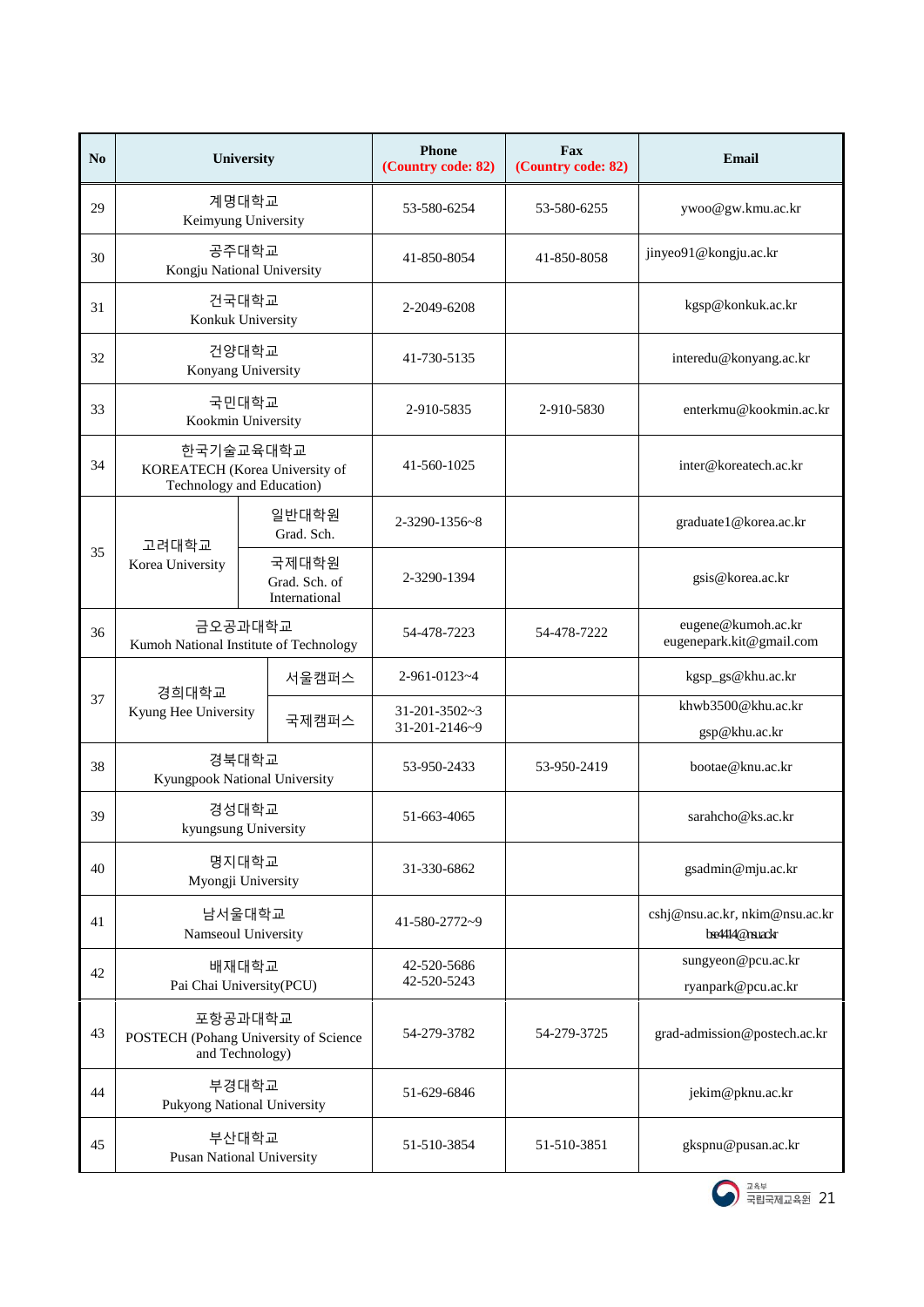| No | University | | Phone (Country code: 82) | Fax (Country code: 82) | Email |
|---|---|---|---|---|---|
| 29 | 계명대학교 Keimyung University | | 53-580-6254 | 53-580-6255 | ywoo@gw.kmu.ac.kr |
| 30 | 공주대학교 Kongju National University | | 41-850-8054 | 41-850-8058 | jinyeo91@kongju.ac.kr |
| 31 | 건국대학교 Konkuk University | | 2-2049-6208 | | kgsp@konkuk.ac.kr |
| 32 | 건양대학교 Konyang University | | 41-730-5135 | | interedu@konyang.ac.kr |
| 33 | 국민대학교 Kookmin University | | 2-910-5835 | 2-910-5830 | enterkmu@kookmin.ac.kr |
| 34 | 한국기술교육대학교 KOREATECH (Korea University of Technology and Education) | | 41-560-1025 | | inter@koreatech.ac.kr |
| 35 | 고려대학교 Korea University | 일반대학원 Grad. Sch. | 2-3290-1356~8 | | graduate1@korea.ac.kr |
| | | 국제대학원 Grad. Sch. of International | 2-3290-1394 | | gsis@korea.ac.kr |
| 36 | 금오공과대학교 Kumoh National Institute of Technology | | 54-478-7223 | 54-478-7222 | eugene@kumoh.ac.kr eugenepark.kit@gmail.com |
| 37 | 경희대학교 Kyung Hee University | 서울캠퍼스 | 2-961-0123~4 | | kgsp_gs@khu.ac.kr |
| | | 국제캠퍼스 | 31-201-3502~3 31-201-2146~9 | | khwb3500@khu.ac.kr gsp@khu.ac.kr |
| 38 | 경북대학교 Kyungpook National University | | 53-950-2433 | 53-950-2419 | bootae@knu.ac.kr |
| 39 | 경성대학교 kyungsung University | | 51-663-4065 | | sarahcho@ks.ac.kr |
| 40 | 명지대학교 Myongji University | | 31-330-6862 | | gsadmin@mju.ac.kr |
| 41 | 남서울대학교 Namseoul University | | 41-580-2772~9 | | cshj@nsu.ac.kr, nkim@nsu.ac.kr bse414@nsu.ac.kr |
| 42 | 배재대학교 Pai Chai University(PCU) | | 42-520-5686 42-520-5243 | | sungyeon@pcu.ac.kr ryanpark@pcu.ac.kr |
| 43 | 포항공과대학교 POSTECH (Pohang University of Science and Technology) | | 54-279-3782 | 54-279-3725 | grad-admission@postech.ac.kr |
| 44 | 부경대학교 Pukyong National University | | 51-629-6846 | | jekim@pknu.ac.kr |
| 45 | 부산대학교 Pusan National University | | 51-510-3854 | 51-510-3851 | gkspnu@pusan.ac.kr |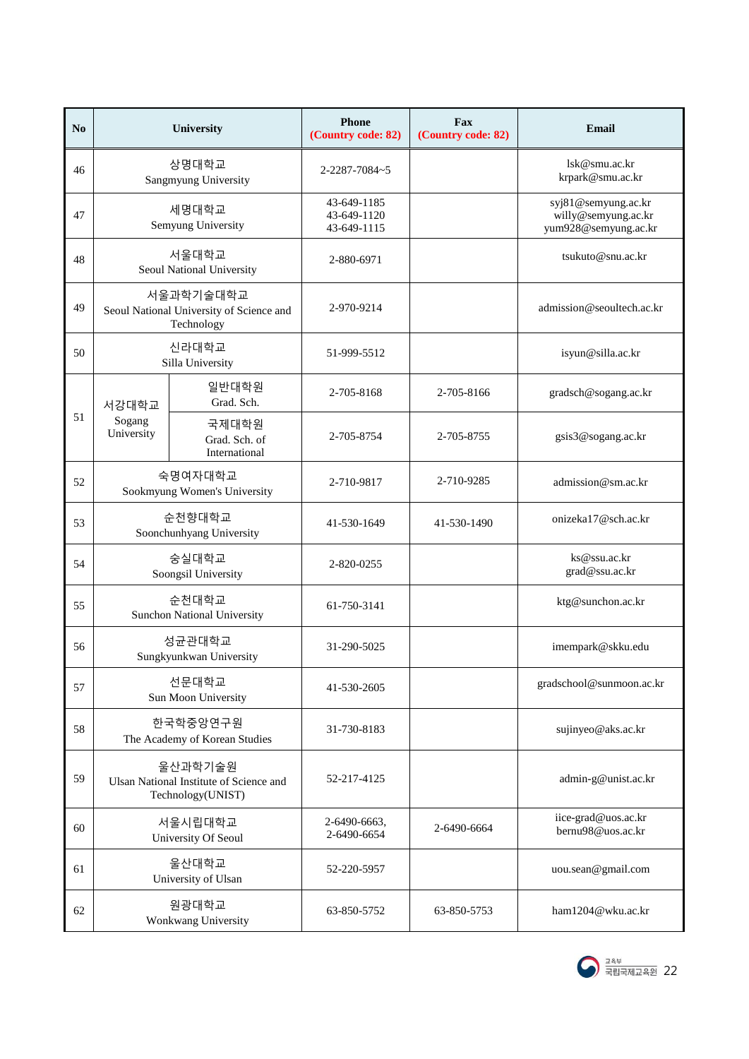| No | University | | Phone (Country code: 82) | Fax (Country code: 82) | Email |
|---|---|---|---|---|---|
| 46 | 상명대학교 Sangmyung University | | 2-2287-7084~5 | | lsk@smu.ac.kr krpark@smu.ac.kr |
| 47 | 세명대학교 Semyung University | | 43-649-1185 43-649-1120 43-649-1115 | | syj81@semyung.ac.kr willy@semyung.ac.kr yum928@semyung.ac.kr |
| 48 | 서울대학교 Seoul National University | | 2-880-6971 | | tsukuto@snu.ac.kr |
| 49 | 서울과학기술대학교 Seoul National University of Science and Technology | | 2-970-9214 | | admission@seoultech.ac.kr |
| 50 | 신라대학교 Silla University | | 51-999-5512 | | isyun@silla.ac.kr |
| 51 | 서강대학교 Sogang University | 일반대학원 Grad. Sch. | 2-705-8168 | 2-705-8166 | gradsch@sogang.ac.kr |
| | | 국제대학원 Grad. Sch. of International | 2-705-8754 | 2-705-8755 | gsis3@sogang.ac.kr |
| 52 | 숙명여자대학교 Sookmyung Women's University | | 2-710-9817 | 2-710-9285 | admission@sm.ac.kr |
| 53 | 순천향대학교 Soonchunhyang University | | 41-530-1649 | 41-530-1490 | onizeka17@sch.ac.kr |
| 54 | 숭실대학교 Soongsil University | | 2-820-0255 | | ks@ssu.ac.kr grad@ssu.ac.kr |
| 55 | 순천대학교 Sunchon National University | | 61-750-3141 | | ktg@sunchon.ac.kr |
| 56 | 성균관대학교 Sungkyunkwan University | | 31-290-5025 | | imempark@skku.edu |
| 57 | 선문대학교 Sun Moon University | | 41-530-2605 | | gradschool@sunmoon.ac.kr |
| 58 | 한국학중앙연구원 The Academy of Korean Studies | | 31-730-8183 | | sujinyeo@aks.ac.kr |
| 59 | 울산과학기술원 Ulsan National Institute of Science and Technology(UNIST) | | 52-217-4125 | | admin-g@unist.ac.kr |
| 60 | 서울시립대학교 University Of Seoul | | 2-6490-6663, 2-6490-6654 | 2-6490-6664 | iice-grad@uos.ac.kr bernu98@uos.ac.kr |
| 61 | 울산대학교 University of Ulsan | | 52-220-5957 | | uou.sean@gmail.com |
| 62 | 원광대학교 Wonkwang University | | 63-850-5752 | 63-850-5753 | ham1204@wku.ac.kr |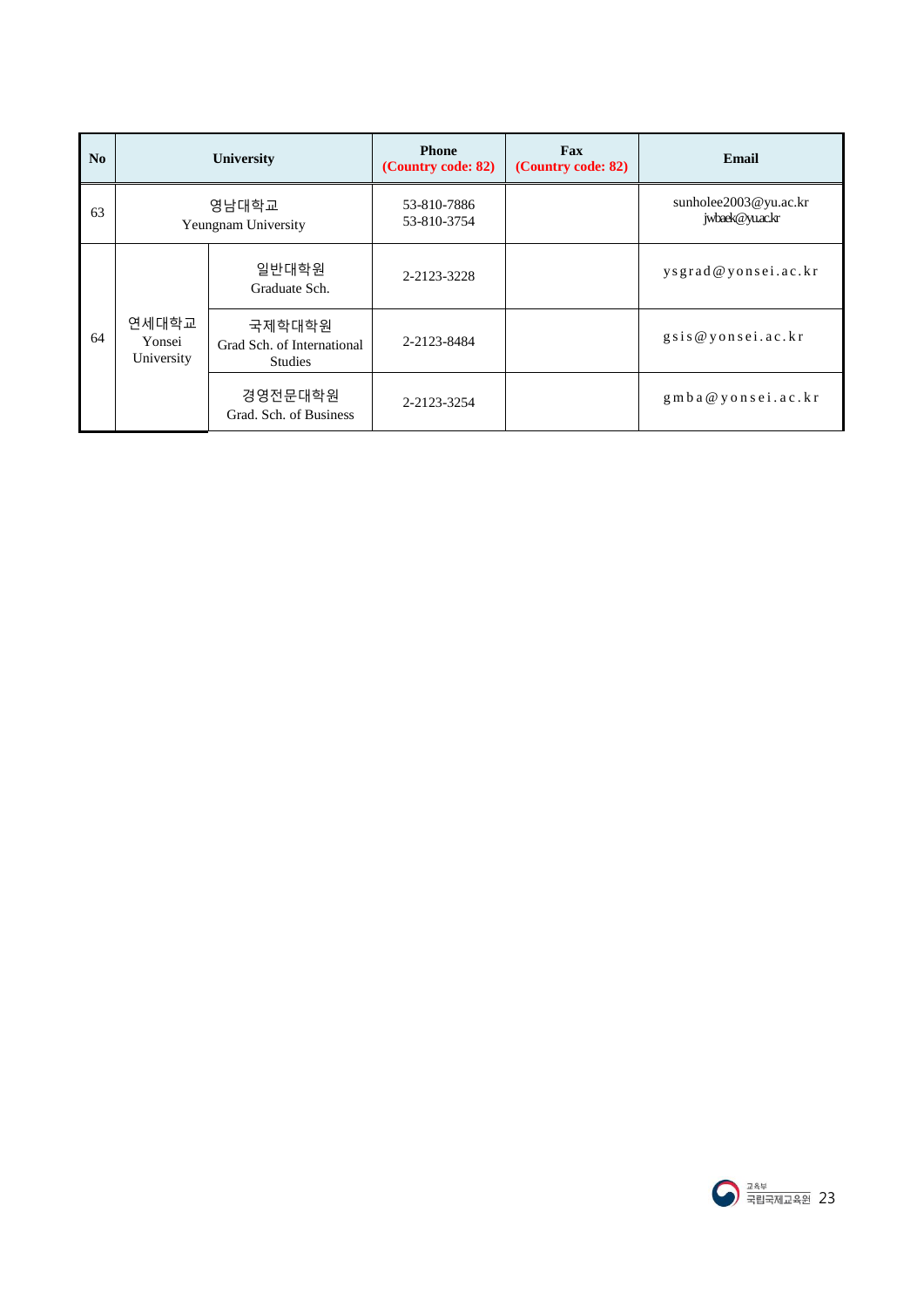| No | University | | Phone (Country code: 82) | Fax (Country code: 82) | Email |
|---|---|---|---|---|---|
| 63 | 영남대학교 Yeungnam University | | 53-810-7886 53-810-3754 | | sunholee2003@yu.ac.kr jwbaek@yu.ac.kr |
| 64 | 연세대학교 Yonsei University | 일반대학원 Graduate Sch. | 2-2123-3228 | | ysgrad@yonsei.ac.kr |
| | | 국제학대학원 Grad Sch. of International Studies | 2-2123-8484 | | gsis@yonsei.ac.kr |
| | | 경영전문대학원 Grad. Sch. of Business | 2-2123-3254 | | gmba@yonsei.ac.kr |